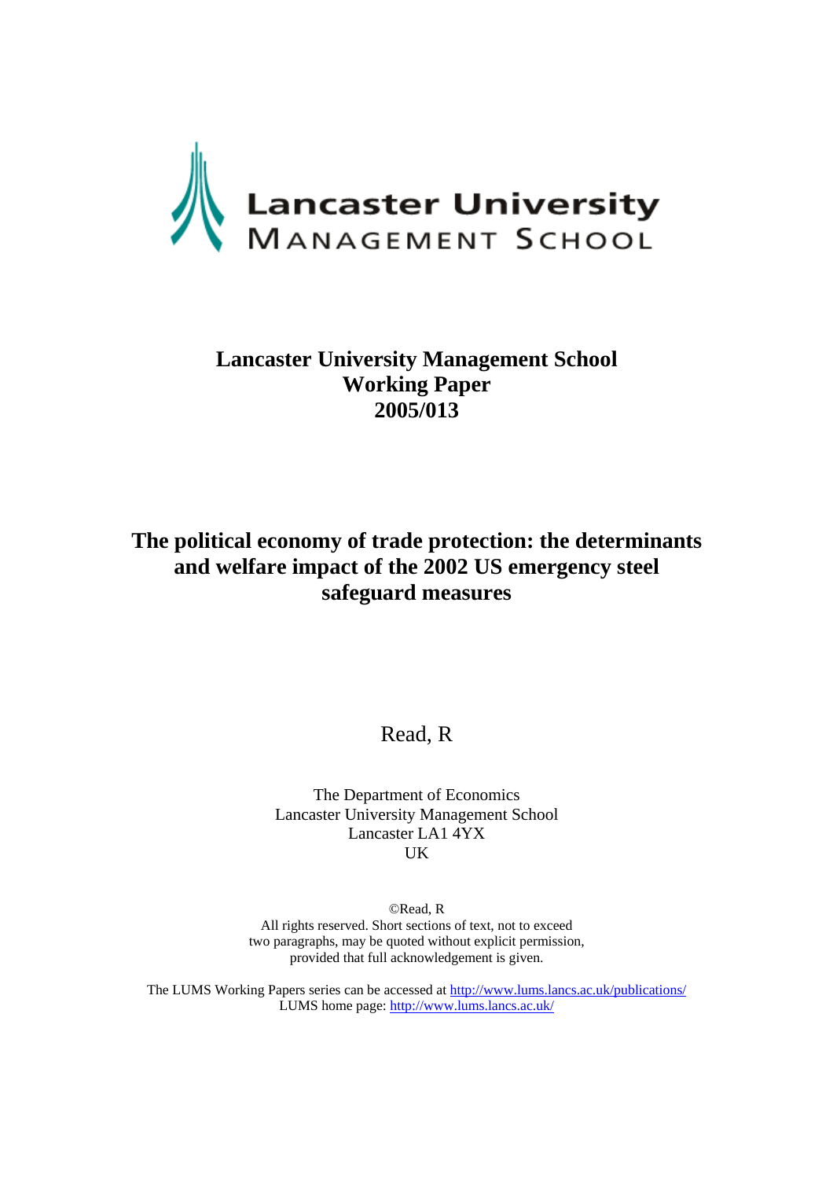Lancaster University
MANAGEMENT SCHOOL

**Lancaster University Management School**
**Working Paper**
**2005/013**

# The political economy of trade protection: the determinants and welfare impact of the 2002 US emergency steel safeguard measures

Read, R

The Department of Economics
Lancaster University Management School
Lancaster LA1 4YX
UK

©Read, R
All rights reserved. Short sections of text, not to exceed two paragraphs, may be quoted without explicit permission, provided that full acknowledgement is given.

The LUMS Working Papers series can be accessed at http://www.lums.lancs.ac.uk/publications/
LUMS home page: http://www.lums.lancs.ac.uk/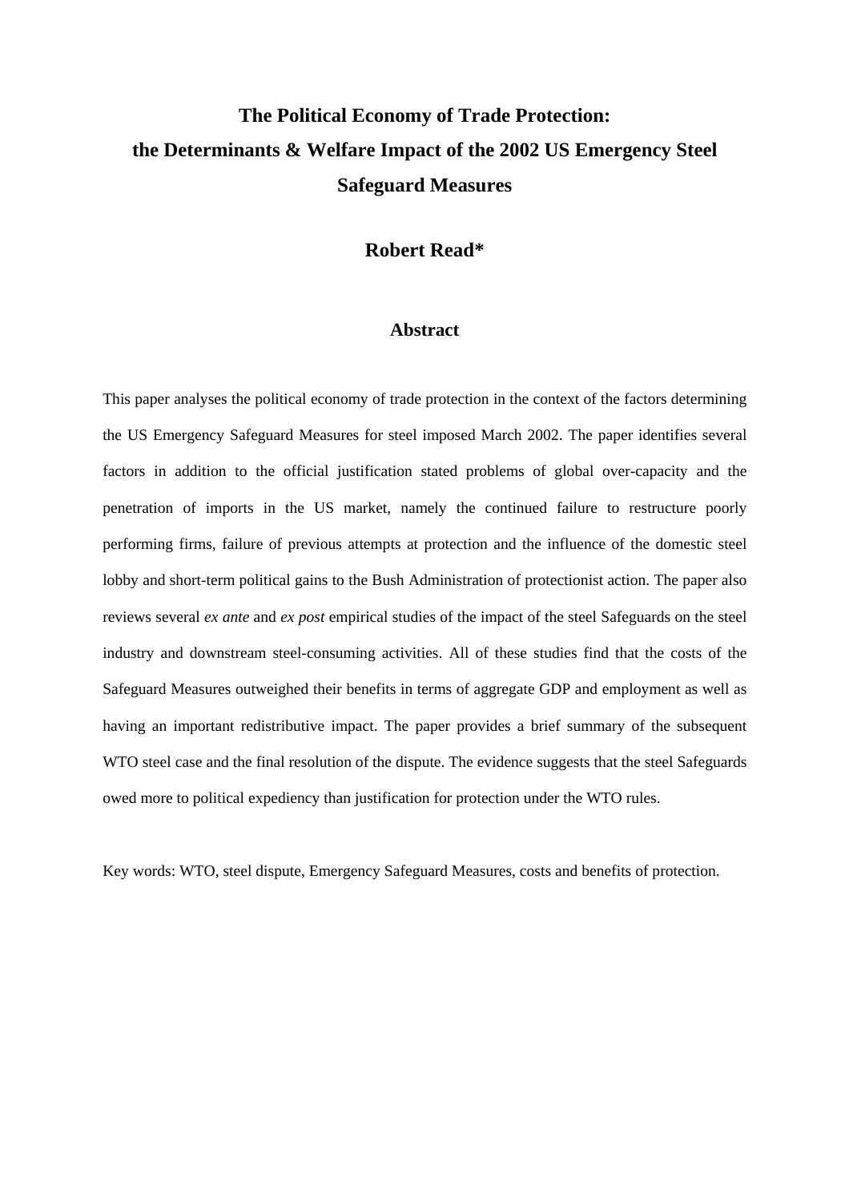# The Political Economy of Trade Protection: the Determinants & Welfare Impact of the 2002 US Emergency Steel Safeguard Measures

**Robert Read***

## Abstract

This paper analyses the political economy of trade protection in the context of the factors determining the US Emergency Safeguard Measures for steel imposed March 2002. The paper identifies several factors in addition to the official justification stated problems of global over-capacity and the penetration of imports in the US market, namely the continued failure to restructure poorly performing firms, failure of previous attempts at protection and the influence of the domestic steel lobby and short-term political gains to the Bush Administration of protectionist action. The paper also reviews several *ex ante* and *ex post* empirical studies of the impact of the steel Safeguards on the steel industry and downstream steel-consuming activities. All of these studies find that the costs of the Safeguard Measures outweighed their benefits in terms of aggregate GDP and employment as well as having an important redistributive impact. The paper provides a brief summary of the subsequent WTO steel case and the final resolution of the dispute. The evidence suggests that the steel Safeguards owed more to political expediency than justification for protection under the WTO rules.

Key words: WTO, steel dispute, Emergency Safeguard Measures, costs and benefits of protection.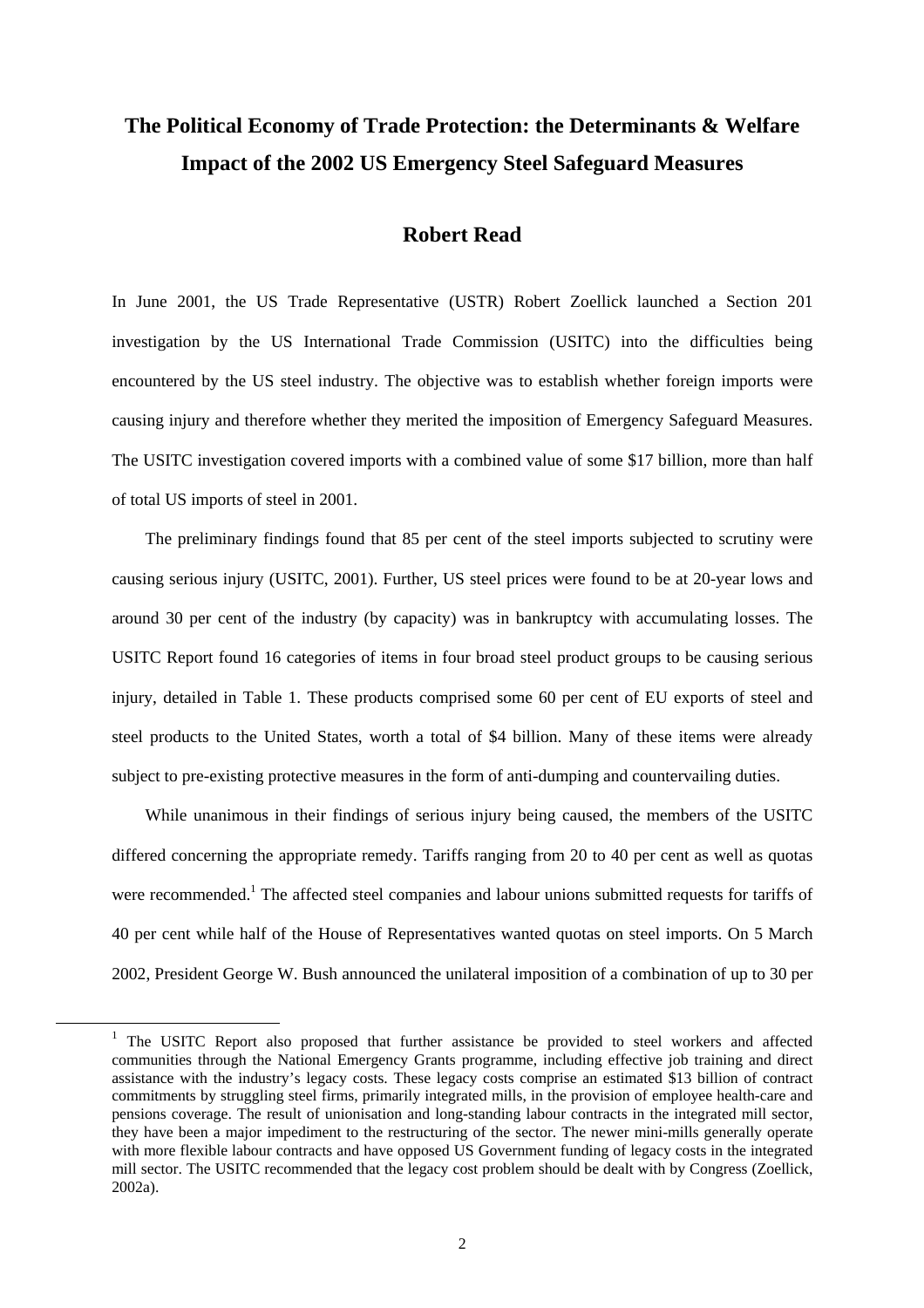# The Political Economy of Trade Protection: the Determinants & Welfare Impact of the 2002 US Emergency Steel Safeguard Measures

## Robert Read

In June 2001, the US Trade Representative (USTR) Robert Zoellick launched a Section 201 investigation by the US International Trade Commission (USITC) into the difficulties being encountered by the US steel industry. The objective was to establish whether foreign imports were causing injury and therefore whether they merited the imposition of Emergency Safeguard Measures. The USITC investigation covered imports with a combined value of some \$17 billion, more than half of total US imports of steel in 2001.

The preliminary findings found that 85 per cent of the steel imports subjected to scrutiny were causing serious injury (USITC, 2001). Further, US steel prices were found to be at 20-year lows and around 30 per cent of the industry (by capacity) was in bankruptcy with accumulating losses. The USITC Report found 16 categories of items in four broad steel product groups to be causing serious injury, detailed in Table 1. These products comprised some 60 per cent of EU exports of steel and steel products to the United States, worth a total of \$4 billion. Many of these items were already subject to pre-existing protective measures in the form of anti-dumping and countervailing duties.

While unanimous in their findings of serious injury being caused, the members of the USITC differed concerning the appropriate remedy. Tariffs ranging from 20 to 40 per cent as well as quotas were recommended.[1] The affected steel companies and labour unions submitted requests for tariffs of 40 per cent while half of the House of Representatives wanted quotas on steel imports. On 5 March 2002, President George W. Bush announced the unilateral imposition of a combination of up to 30 per

---

[1] The USITC Report also proposed that further assistance be provided to steel workers and affected communities through the National Emergency Grants programme, including effective job training and direct assistance with the industry's legacy costs. These legacy costs comprise an estimated \$13 billion of contract commitments by struggling steel firms, primarily integrated mills, in the provision of employee health-care and pensions coverage. The result of unionisation and long-standing labour contracts in the integrated mill sector, they have been a major impediment to the restructuring of the sector. The newer mini-mills generally operate with more flexible labour contracts and have opposed US Government funding of legacy costs in the integrated mill sector. The USITC recommended that the legacy cost problem should be dealt with by Congress (Zoellick, 2002a).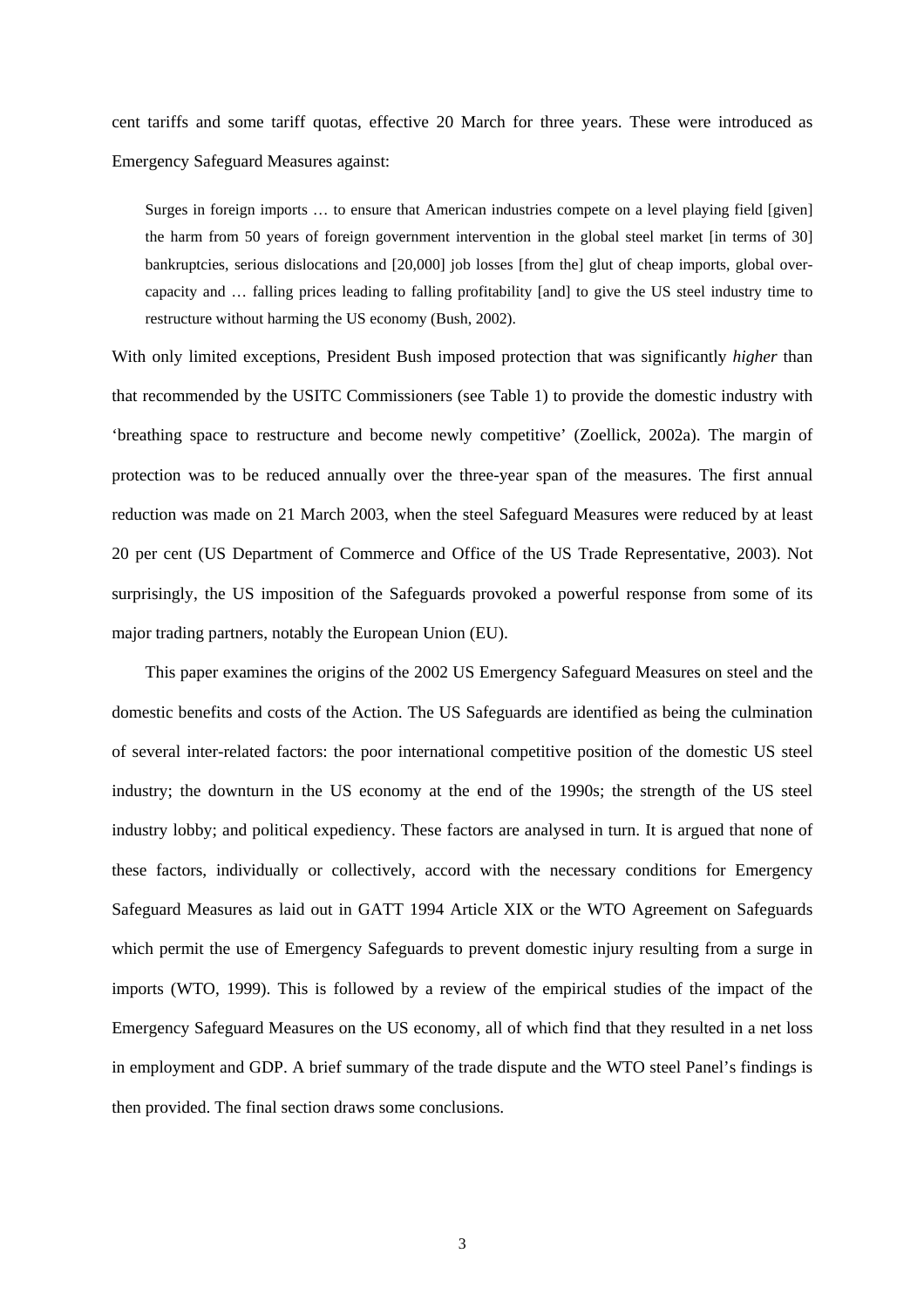cent tariffs and some tariff quotas, effective 20 March for three years. These were introduced as Emergency Safeguard Measures against:

> Surges in foreign imports … to ensure that American industries compete on a level playing field [given] the harm from 50 years of foreign government intervention in the global steel market [in terms of 30] bankruptcies, serious dislocations and [20,000] job losses [from the] glut of cheap imports, global over-capacity and … falling prices leading to falling profitability [and] to give the US steel industry time to restructure without harming the US economy (Bush, 2002).

With only limited exceptions, President Bush imposed protection that was significantly *higher* than that recommended by the USITC Commissioners (see Table 1) to provide the domestic industry with 'breathing space to restructure and become newly competitive' (Zoellick, 2002a). The margin of protection was to be reduced annually over the three-year span of the measures. The first annual reduction was made on 21 March 2003, when the steel Safeguard Measures were reduced by at least 20 per cent (US Department of Commerce and Office of the US Trade Representative, 2003). Not surprisingly, the US imposition of the Safeguards provoked a powerful response from some of its major trading partners, notably the European Union (EU).

This paper examines the origins of the 2002 US Emergency Safeguard Measures on steel and the domestic benefits and costs of the Action. The US Safeguards are identified as being the culmination of several inter-related factors: the poor international competitive position of the domestic US steel industry; the downturn in the US economy at the end of the 1990s; the strength of the US steel industry lobby; and political expediency. These factors are analysed in turn. It is argued that none of these factors, individually or collectively, accord with the necessary conditions for Emergency Safeguard Measures as laid out in GATT 1994 Article XIX or the WTO Agreement on Safeguards which permit the use of Emergency Safeguards to prevent domestic injury resulting from a surge in imports (WTO, 1999). This is followed by a review of the empirical studies of the impact of the Emergency Safeguard Measures on the US economy, all of which find that they resulted in a net loss in employment and GDP. A brief summary of the trade dispute and the WTO steel Panel's findings is then provided. The final section draws some conclusions.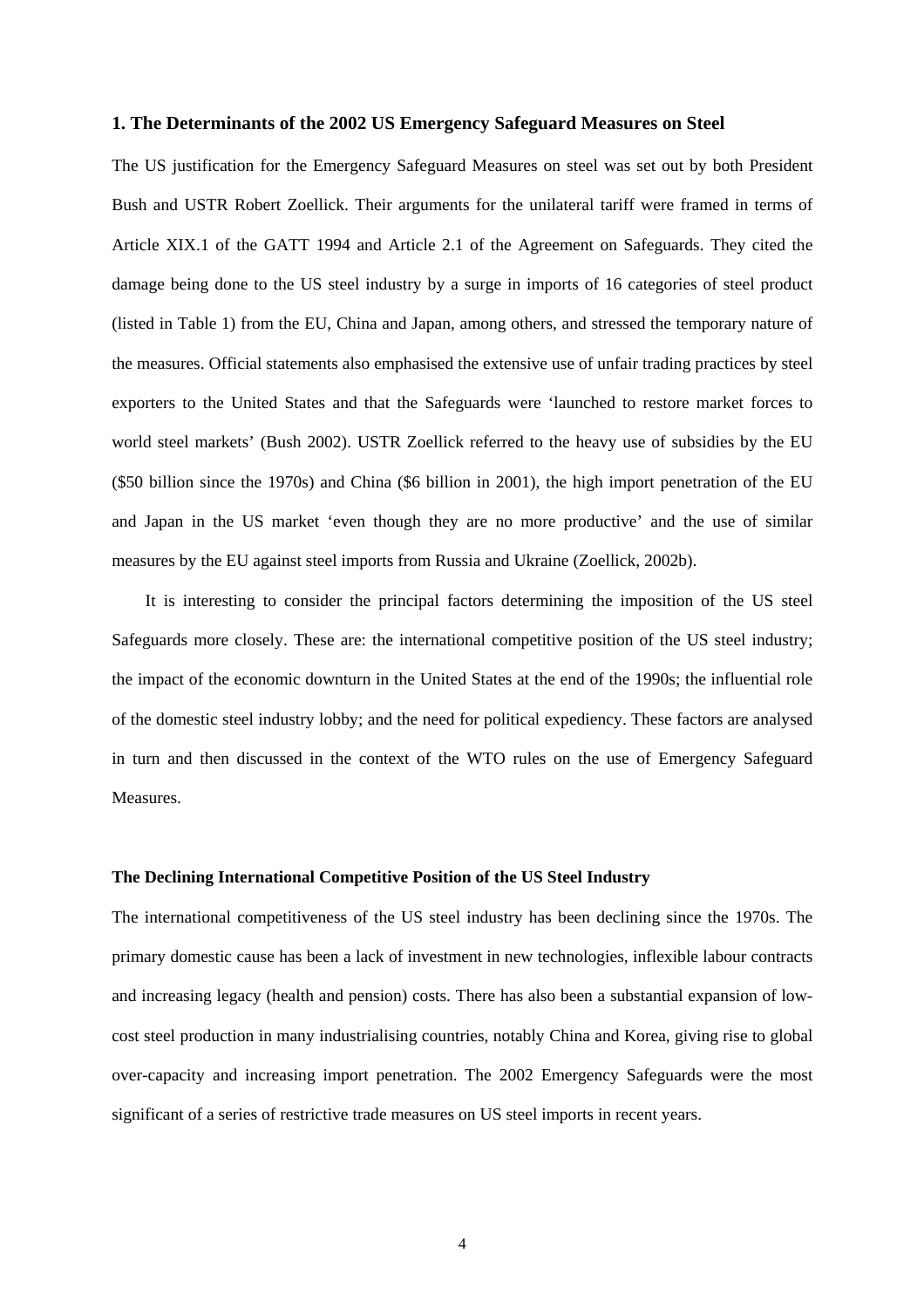## 1. The Determinants of the 2002 US Emergency Safeguard Measures on Steel

The US justification for the Emergency Safeguard Measures on steel was set out by both President Bush and USTR Robert Zoellick. Their arguments for the unilateral tariff were framed in terms of Article XIX.1 of the GATT 1994 and Article 2.1 of the Agreement on Safeguards. They cited the damage being done to the US steel industry by a surge in imports of 16 categories of steel product (listed in Table 1) from the EU, China and Japan, among others, and stressed the temporary nature of the measures. Official statements also emphasised the extensive use of unfair trading practices by steel exporters to the United States and that the Safeguards were 'launched to restore market forces to world steel markets' (Bush 2002). USTR Zoellick referred to the heavy use of subsidies by the EU ($50 billion since the 1970s) and China ($6 billion in 2001), the high import penetration of the EU and Japan in the US market 'even though they are no more productive' and the use of similar measures by the EU against steel imports from Russia and Ukraine (Zoellick, 2002b).

It is interesting to consider the principal factors determining the imposition of the US steel Safeguards more closely. These are: the international competitive position of the US steel industry; the impact of the economic downturn in the United States at the end of the 1990s; the influential role of the domestic steel industry lobby; and the need for political expediency. These factors are analysed in turn and then discussed in the context of the WTO rules on the use of Emergency Safeguard Measures.

### The Declining International Competitive Position of the US Steel Industry

The international competitiveness of the US steel industry has been declining since the 1970s. The primary domestic cause has been a lack of investment in new technologies, inflexible labour contracts and increasing legacy (health and pension) costs. There has also been a substantial expansion of low-cost steel production in many industrialising countries, notably China and Korea, giving rise to global over-capacity and increasing import penetration. The 2002 Emergency Safeguards were the most significant of a series of restrictive trade measures on US steel imports in recent years.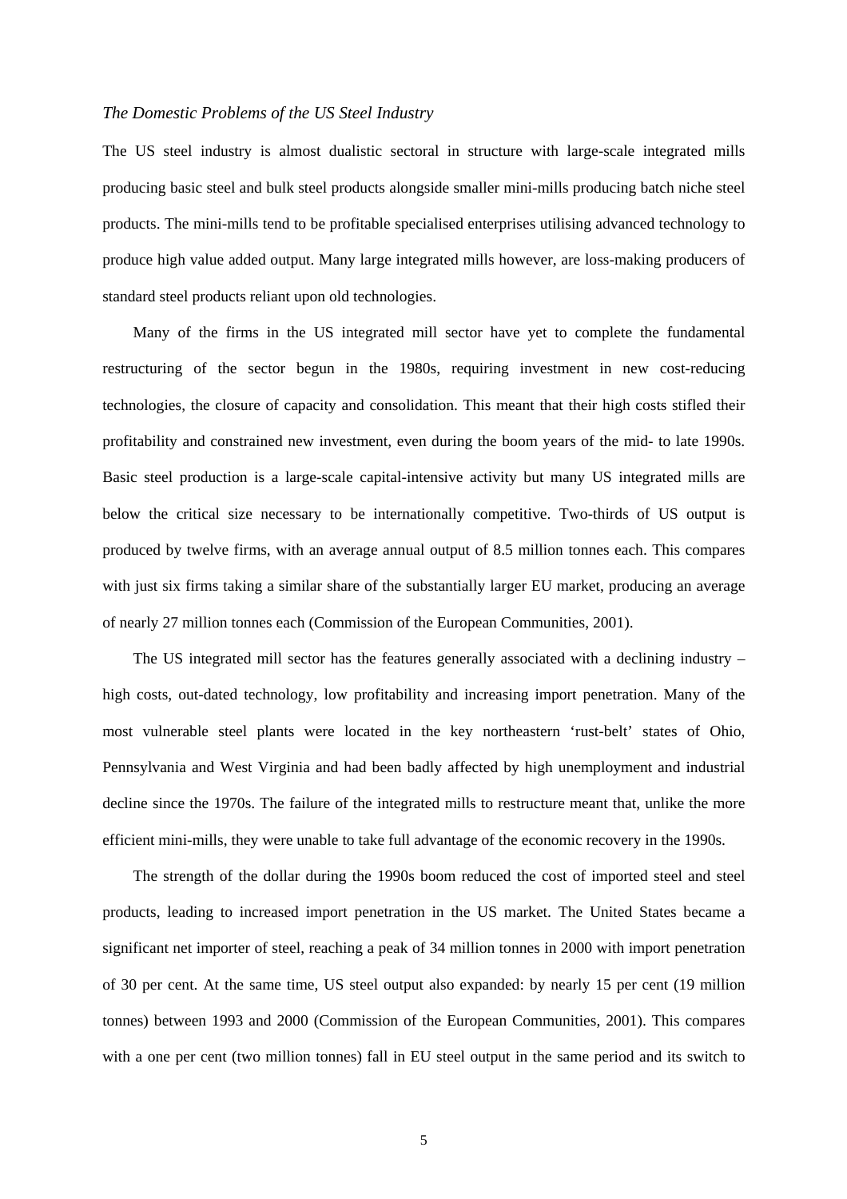*The Domestic Problems of the US Steel Industry*

The US steel industry is almost dualistic sectoral in structure with large-scale integrated mills producing basic steel and bulk steel products alongside smaller mini-mills producing batch niche steel products. The mini-mills tend to be profitable specialised enterprises utilising advanced technology to produce high value added output. Many large integrated mills however, are loss-making producers of standard steel products reliant upon old technologies.

Many of the firms in the US integrated mill sector have yet to complete the fundamental restructuring of the sector begun in the 1980s, requiring investment in new cost-reducing technologies, the closure of capacity and consolidation. This meant that their high costs stifled their profitability and constrained new investment, even during the boom years of the mid- to late 1990s. Basic steel production is a large-scale capital-intensive activity but many US integrated mills are below the critical size necessary to be internationally competitive. Two-thirds of US output is produced by twelve firms, with an average annual output of 8.5 million tonnes each. This compares with just six firms taking a similar share of the substantially larger EU market, producing an average of nearly 27 million tonnes each (Commission of the European Communities, 2001).

The US integrated mill sector has the features generally associated with a declining industry – high costs, out-dated technology, low profitability and increasing import penetration. Many of the most vulnerable steel plants were located in the key northeastern 'rust-belt' states of Ohio, Pennsylvania and West Virginia and had been badly affected by high unemployment and industrial decline since the 1970s. The failure of the integrated mills to restructure meant that, unlike the more efficient mini-mills, they were unable to take full advantage of the economic recovery in the 1990s.

The strength of the dollar during the 1990s boom reduced the cost of imported steel and steel products, leading to increased import penetration in the US market. The United States became a significant net importer of steel, reaching a peak of 34 million tonnes in 2000 with import penetration of 30 per cent. At the same time, US steel output also expanded: by nearly 15 per cent (19 million tonnes) between 1993 and 2000 (Commission of the European Communities, 2001). This compares with a one per cent (two million tonnes) fall in EU steel output in the same period and its switch to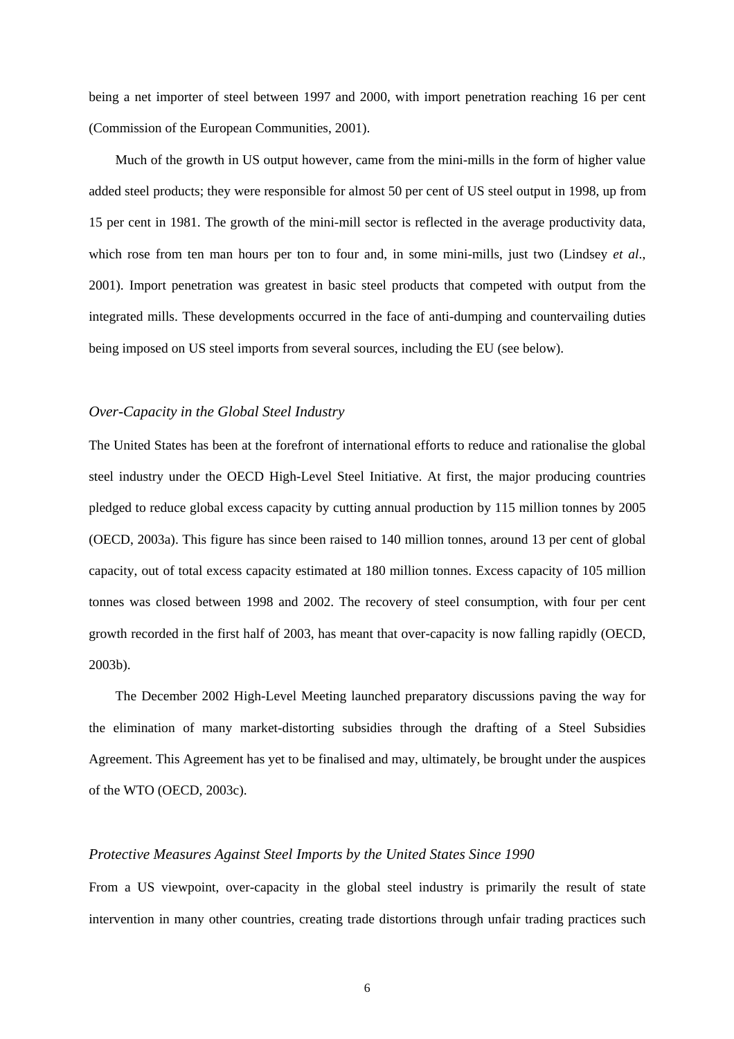being a net importer of steel between 1997 and 2000, with import penetration reaching 16 per cent (Commission of the European Communities, 2001).

Much of the growth in US output however, came from the mini-mills in the form of higher value added steel products; they were responsible for almost 50 per cent of US steel output in 1998, up from 15 per cent in 1981. The growth of the mini-mill sector is reflected in the average productivity data, which rose from ten man hours per ton to four and, in some mini-mills, just two (Lindsey *et al*., 2001). Import penetration was greatest in basic steel products that competed with output from the integrated mills. These developments occurred in the face of anti-dumping and countervailing duties being imposed on US steel imports from several sources, including the EU (see below).

### *Over-Capacity in the Global Steel Industry*

The United States has been at the forefront of international efforts to reduce and rationalise the global steel industry under the OECD High-Level Steel Initiative. At first, the major producing countries pledged to reduce global excess capacity by cutting annual production by 115 million tonnes by 2005 (OECD, 2003a). This figure has since been raised to 140 million tonnes, around 13 per cent of global capacity, out of total excess capacity estimated at 180 million tonnes. Excess capacity of 105 million tonnes was closed between 1998 and 2002. The recovery of steel consumption, with four per cent growth recorded in the first half of 2003, has meant that over-capacity is now falling rapidly (OECD, 2003b).

The December 2002 High-Level Meeting launched preparatory discussions paving the way for the elimination of many market-distorting subsidies through the drafting of a Steel Subsidies Agreement. This Agreement has yet to be finalised and may, ultimately, be brought under the auspices of the WTO (OECD, 2003c).

### *Protective Measures Against Steel Imports by the United States Since 1990*

From a US viewpoint, over-capacity in the global steel industry is primarily the result of state intervention in many other countries, creating trade distortions through unfair trading practices such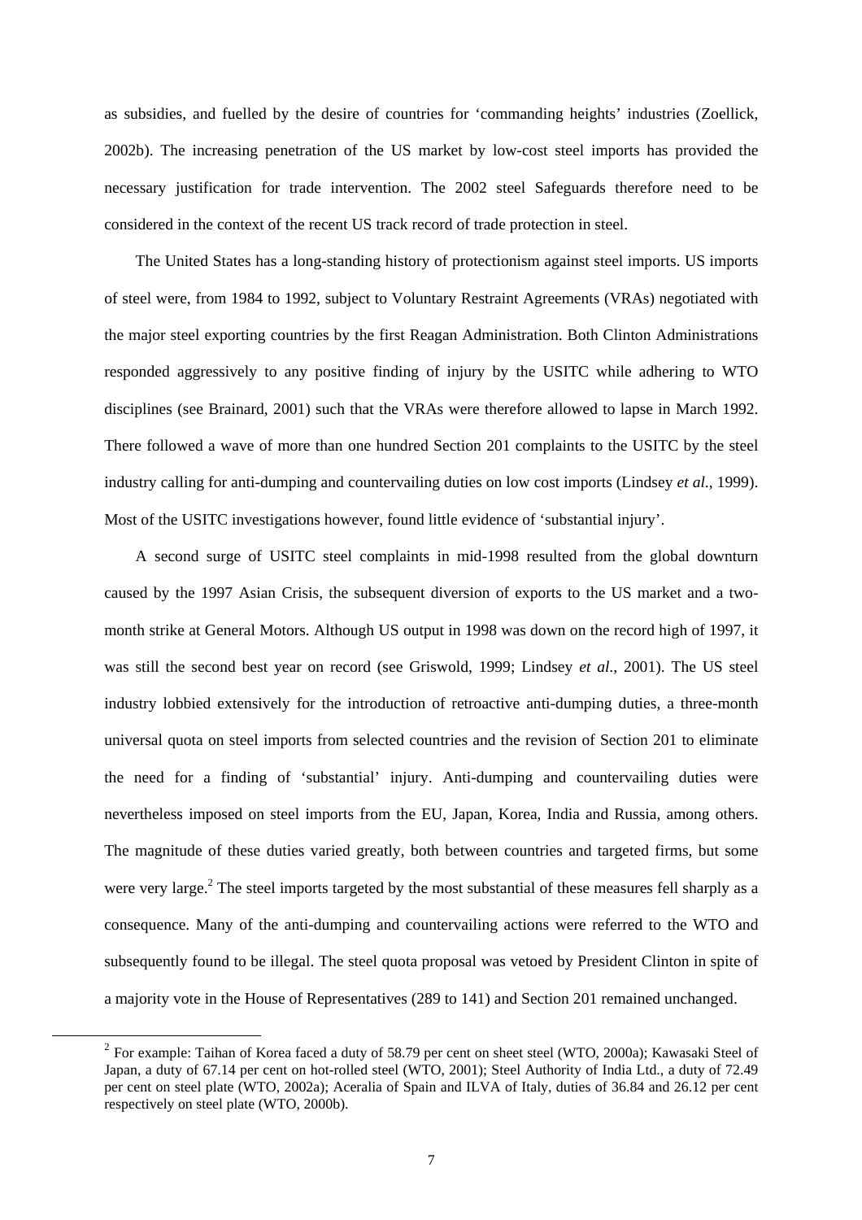as subsidies, and fuelled by the desire of countries for 'commanding heights' industries (Zoellick, 2002b). The increasing penetration of the US market by low-cost steel imports has provided the necessary justification for trade intervention. The 2002 steel Safeguards therefore need to be considered in the context of the recent US track record of trade protection in steel.

The United States has a long-standing history of protectionism against steel imports. US imports of steel were, from 1984 to 1992, subject to Voluntary Restraint Agreements (VRAs) negotiated with the major steel exporting countries by the first Reagan Administration. Both Clinton Administrations responded aggressively to any positive finding of injury by the USITC while adhering to WTO disciplines (see Brainard, 2001) such that the VRAs were therefore allowed to lapse in March 1992. There followed a wave of more than one hundred Section 201 complaints to the USITC by the steel industry calling for anti-dumping and countervailing duties on low cost imports (Lindsey *et al.*, 1999). Most of the USITC investigations however, found little evidence of 'substantial injury'.

A second surge of USITC steel complaints in mid-1998 resulted from the global downturn caused by the 1997 Asian Crisis, the subsequent diversion of exports to the US market and a two-month strike at General Motors. Although US output in 1998 was down on the record high of 1997, it was still the second best year on record (see Griswold, 1999; Lindsey *et al.*, 2001). The US steel industry lobbied extensively for the introduction of retroactive anti-dumping duties, a three-month universal quota on steel imports from selected countries and the revision of Section 201 to eliminate the need for a finding of 'substantial' injury. Anti-dumping and countervailing duties were nevertheless imposed on steel imports from the EU, Japan, Korea, India and Russia, among others. The magnitude of these duties varied greatly, both between countries and targeted firms, but some were very large.[2] The steel imports targeted by the most substantial of these measures fell sharply as a consequence. Many of the anti-dumping and countervailing actions were referred to the WTO and subsequently found to be illegal. The steel quota proposal was vetoed by President Clinton in spite of a majority vote in the House of Representatives (289 to 141) and Section 201 remained unchanged.

[2] For example: Taihan of Korea faced a duty of 58.79 per cent on sheet steel (WTO, 2000a); Kawasaki Steel of Japan, a duty of 67.14 per cent on hot-rolled steel (WTO, 2001); Steel Authority of India Ltd., a duty of 72.49 per cent on steel plate (WTO, 2002a); Aceralia of Spain and ILVA of Italy, duties of 36.84 and 26.12 per cent respectively on steel plate (WTO, 2000b).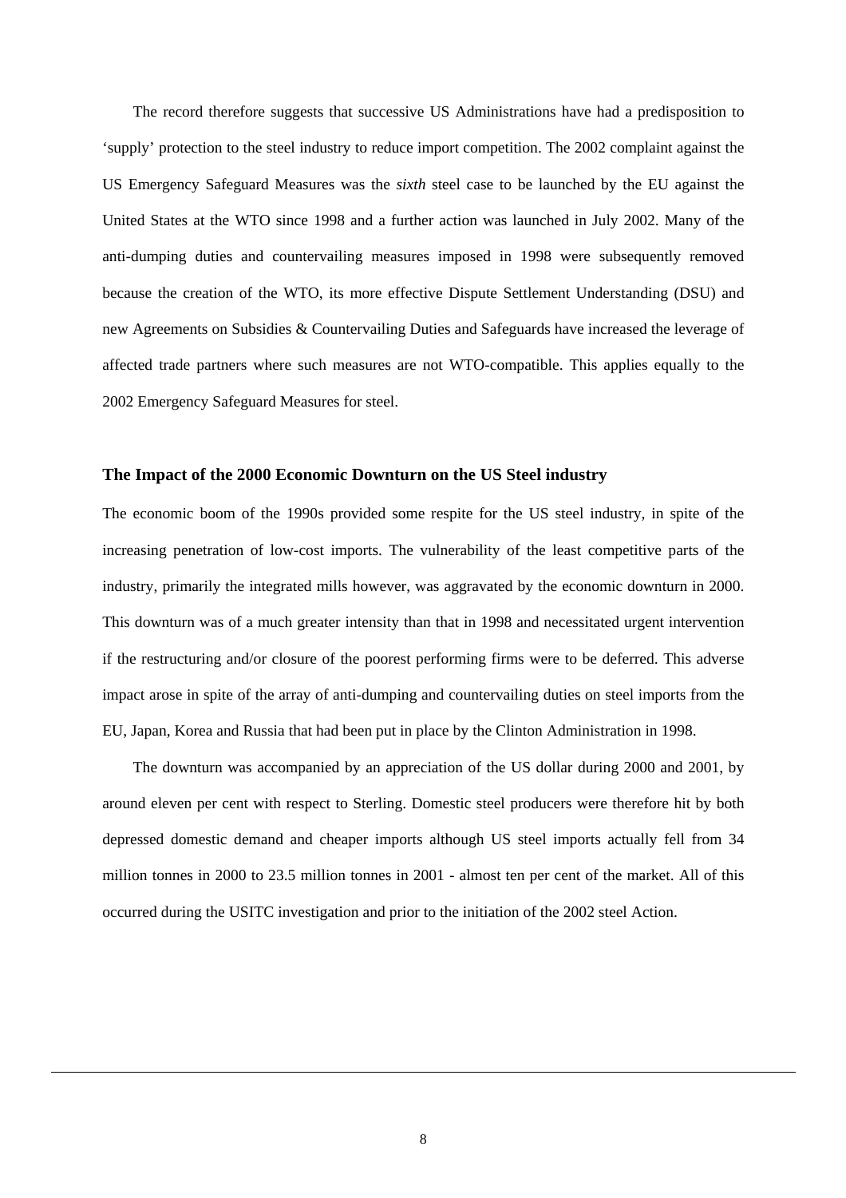The record therefore suggests that successive US Administrations have had a predisposition to 'supply' protection to the steel industry to reduce import competition. The 2002 complaint against the US Emergency Safeguard Measures was the *sixth* steel case to be launched by the EU against the United States at the WTO since 1998 and a further action was launched in July 2002. Many of the anti-dumping duties and countervailing measures imposed in 1998 were subsequently removed because the creation of the WTO, its more effective Dispute Settlement Understanding (DSU) and new Agreements on Subsidies & Countervailing Duties and Safeguards have increased the leverage of affected trade partners where such measures are not WTO-compatible. This applies equally to the 2002 Emergency Safeguard Measures for steel.

## The Impact of the 2000 Economic Downturn on the US Steel industry

The economic boom of the 1990s provided some respite for the US steel industry, in spite of the increasing penetration of low-cost imports. The vulnerability of the least competitive parts of the industry, primarily the integrated mills however, was aggravated by the economic downturn in 2000. This downturn was of a much greater intensity than that in 1998 and necessitated urgent intervention if the restructuring and/or closure of the poorest performing firms were to be deferred. This adverse impact arose in spite of the array of anti-dumping and countervailing duties on steel imports from the EU, Japan, Korea and Russia that had been put in place by the Clinton Administration in 1998.

The downturn was accompanied by an appreciation of the US dollar during 2000 and 2001, by around eleven per cent with respect to Sterling. Domestic steel producers were therefore hit by both depressed domestic demand and cheaper imports although US steel imports actually fell from 34 million tonnes in 2000 to 23.5 million tonnes in 2001 - almost ten per cent of the market. All of this occurred during the USITC investigation and prior to the initiation of the 2002 steel Action.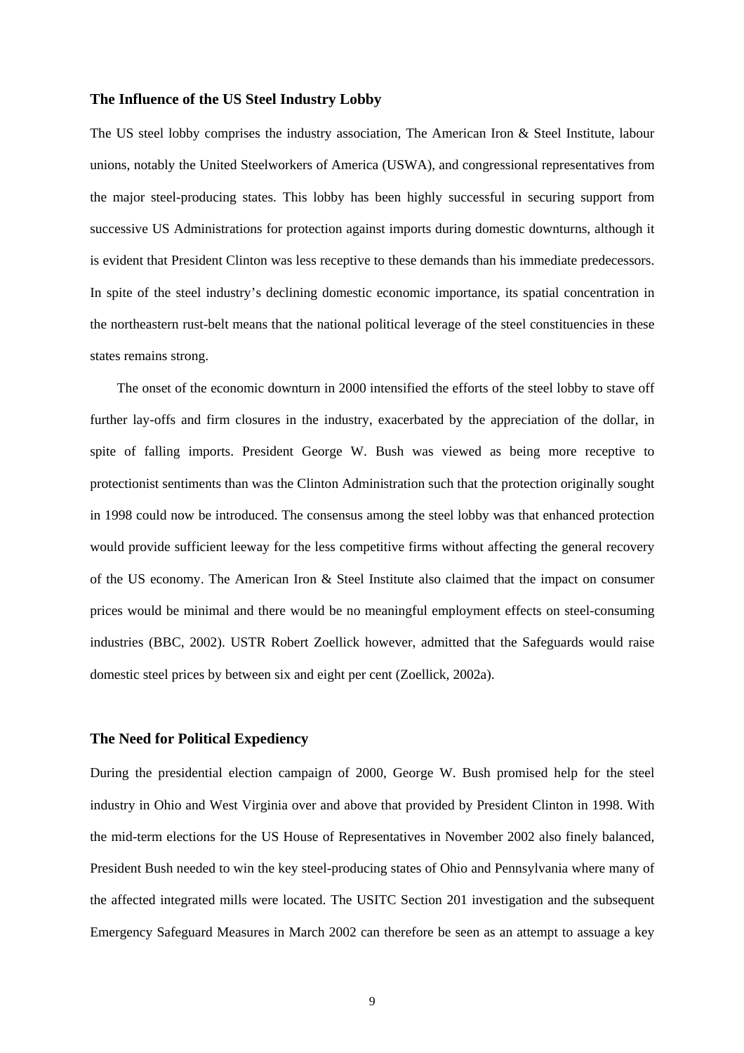### The Influence of the US Steel Industry Lobby

The US steel lobby comprises the industry association, The American Iron & Steel Institute, labour unions, notably the United Steelworkers of America (USWA), and congressional representatives from the major steel-producing states. This lobby has been highly successful in securing support from successive US Administrations for protection against imports during domestic downturns, although it is evident that President Clinton was less receptive to these demands than his immediate predecessors. In spite of the steel industry's declining domestic economic importance, its spatial concentration in the northeastern rust-belt means that the national political leverage of the steel constituencies in these states remains strong.

The onset of the economic downturn in 2000 intensified the efforts of the steel lobby to stave off further lay-offs and firm closures in the industry, exacerbated by the appreciation of the dollar, in spite of falling imports. President George W. Bush was viewed as being more receptive to protectionist sentiments than was the Clinton Administration such that the protection originally sought in 1998 could now be introduced. The consensus among the steel lobby was that enhanced protection would provide sufficient leeway for the less competitive firms without affecting the general recovery of the US economy. The American Iron & Steel Institute also claimed that the impact on consumer prices would be minimal and there would be no meaningful employment effects on steel-consuming industries (BBC, 2002). USTR Robert Zoellick however, admitted that the Safeguards would raise domestic steel prices by between six and eight per cent (Zoellick, 2002a).

### The Need for Political Expediency

During the presidential election campaign of 2000, George W. Bush promised help for the steel industry in Ohio and West Virginia over and above that provided by President Clinton in 1998. With the mid-term elections for the US House of Representatives in November 2002 also finely balanced, President Bush needed to win the key steel-producing states of Ohio and Pennsylvania where many of the affected integrated mills were located. The USITC Section 201 investigation and the subsequent Emergency Safeguard Measures in March 2002 can therefore be seen as an attempt to assuage a key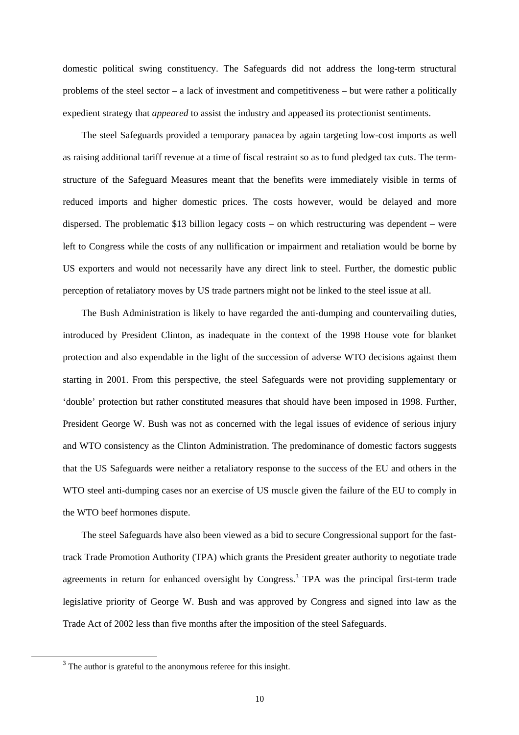domestic political swing constituency. The Safeguards did not address the long-term structural problems of the steel sector – a lack of investment and competitiveness – but were rather a politically expedient strategy that *appeared* to assist the industry and appeased its protectionist sentiments.

The steel Safeguards provided a temporary panacea by again targeting low-cost imports as well as raising additional tariff revenue at a time of fiscal restraint so as to fund pledged tax cuts. The term-structure of the Safeguard Measures meant that the benefits were immediately visible in terms of reduced imports and higher domestic prices. The costs however, would be delayed and more dispersed. The problematic $13 billion legacy costs – on which restructuring was dependent – were left to Congress while the costs of any nullification or impairment and retaliation would be borne by US exporters and would not necessarily have any direct link to steel. Further, the domestic public perception of retaliatory moves by US trade partners might not be linked to the steel issue at all.

The Bush Administration is likely to have regarded the anti-dumping and countervailing duties, introduced by President Clinton, as inadequate in the context of the 1998 House vote for blanket protection and also expendable in the light of the succession of adverse WTO decisions against them starting in 2001. From this perspective, the steel Safeguards were not providing supplementary or 'double' protection but rather constituted measures that should have been imposed in 1998. Further, President George W. Bush was not as concerned with the legal issues of evidence of serious injury and WTO consistency as the Clinton Administration. The predominance of domestic factors suggests that the US Safeguards were neither a retaliatory response to the success of the EU and others in the WTO steel anti-dumping cases nor an exercise of US muscle given the failure of the EU to comply in the WTO beef hormones dispute.

The steel Safeguards have also been viewed as a bid to secure Congressional support for the fast-track Trade Promotion Authority (TPA) which grants the President greater authority to negotiate trade agreements in return for enhanced oversight by Congress.[3] TPA was the principal first-term trade legislative priority of George W. Bush and was approved by Congress and signed into law as the Trade Act of 2002 less than five months after the imposition of the steel Safeguards.

[3] The author is grateful to the anonymous referee for this insight.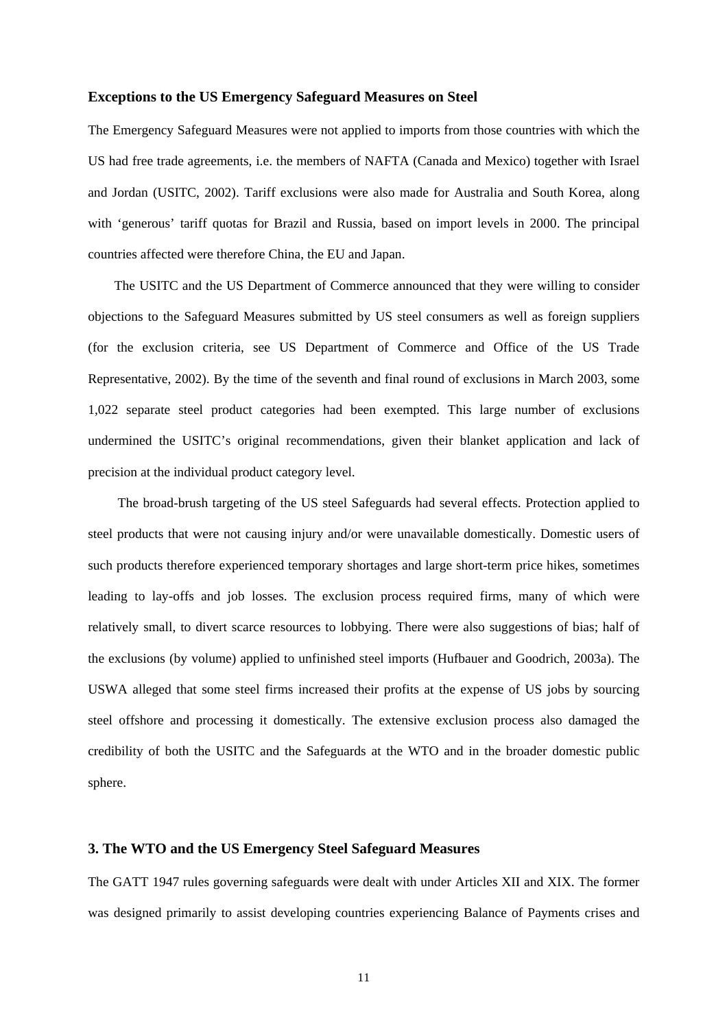### Exceptions to the US Emergency Safeguard Measures on Steel

The Emergency Safeguard Measures were not applied to imports from those countries with which the US had free trade agreements, i.e. the members of NAFTA (Canada and Mexico) together with Israel and Jordan (USITC, 2002). Tariff exclusions were also made for Australia and South Korea, along with 'generous' tariff quotas for Brazil and Russia, based on import levels in 2000. The principal countries affected were therefore China, the EU and Japan.

The USITC and the US Department of Commerce announced that they were willing to consider objections to the Safeguard Measures submitted by US steel consumers as well as foreign suppliers (for the exclusion criteria, see US Department of Commerce and Office of the US Trade Representative, 2002). By the time of the seventh and final round of exclusions in March 2003, some 1,022 separate steel product categories had been exempted. This large number of exclusions undermined the USITC's original recommendations, given their blanket application and lack of precision at the individual product category level.

The broad-brush targeting of the US steel Safeguards had several effects. Protection applied to steel products that were not causing injury and/or were unavailable domestically. Domestic users of such products therefore experienced temporary shortages and large short-term price hikes, sometimes leading to lay-offs and job losses. The exclusion process required firms, many of which were relatively small, to divert scarce resources to lobbying. There were also suggestions of bias; half of the exclusions (by volume) applied to unfinished steel imports (Hufbauer and Goodrich, 2003a). The USWA alleged that some steel firms increased their profits at the expense of US jobs by sourcing steel offshore and processing it domestically. The extensive exclusion process also damaged the credibility of both the USITC and the Safeguards at the WTO and in the broader domestic public sphere.

## 3. The WTO and the US Emergency Steel Safeguard Measures

The GATT 1947 rules governing safeguards were dealt with under Articles XII and XIX. The former was designed primarily to assist developing countries experiencing Balance of Payments crises and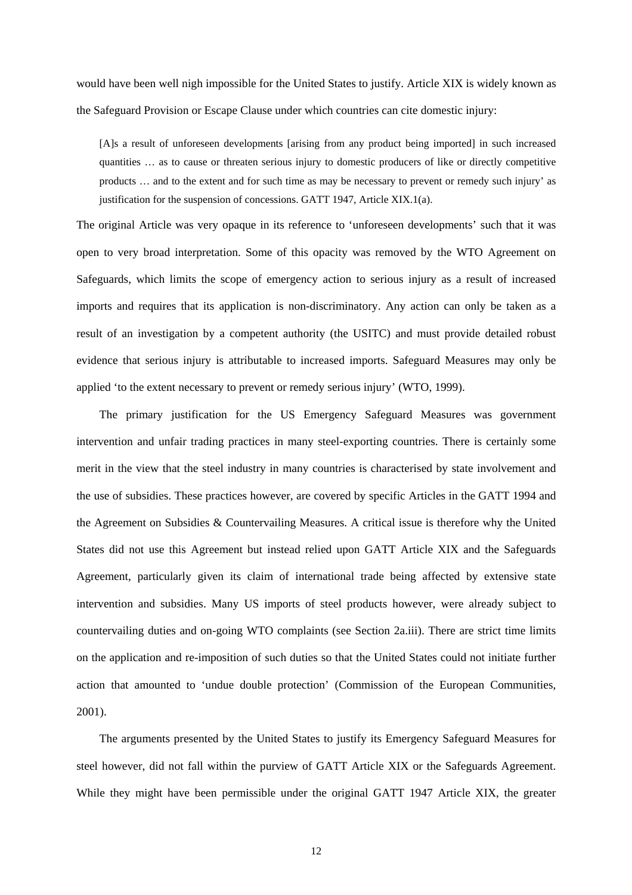would have been well nigh impossible for the United States to justify. Article XIX is widely known as the Safeguard Provision or Escape Clause under which countries can cite domestic injury:

> [A]s a result of unforeseen developments [arising from any product being imported] in such increased quantities … as to cause or threaten serious injury to domestic producers of like or directly competitive products … and to the extent and for such time as may be necessary to prevent or remedy such injury' as justification for the suspension of concessions. GATT 1947, Article XIX.1(a).

The original Article was very opaque in its reference to 'unforeseen developments' such that it was open to very broad interpretation. Some of this opacity was removed by the WTO Agreement on Safeguards, which limits the scope of emergency action to serious injury as a result of increased imports and requires that its application is non-discriminatory. Any action can only be taken as a result of an investigation by a competent authority (the USITC) and must provide detailed robust evidence that serious injury is attributable to increased imports. Safeguard Measures may only be applied 'to the extent necessary to prevent or remedy serious injury' (WTO, 1999).

The primary justification for the US Emergency Safeguard Measures was government intervention and unfair trading practices in many steel-exporting countries. There is certainly some merit in the view that the steel industry in many countries is characterised by state involvement and the use of subsidies. These practices however, are covered by specific Articles in the GATT 1994 and the Agreement on Subsidies & Countervailing Measures. A critical issue is therefore why the United States did not use this Agreement but instead relied upon GATT Article XIX and the Safeguards Agreement, particularly given its claim of international trade being affected by extensive state intervention and subsidies. Many US imports of steel products however, were already subject to countervailing duties and on-going WTO complaints (see Section 2a.iii). There are strict time limits on the application and re-imposition of such duties so that the United States could not initiate further action that amounted to 'undue double protection' (Commission of the European Communities, 2001).

The arguments presented by the United States to justify its Emergency Safeguard Measures for steel however, did not fall within the purview of GATT Article XIX or the Safeguards Agreement. While they might have been permissible under the original GATT 1947 Article XIX, the greater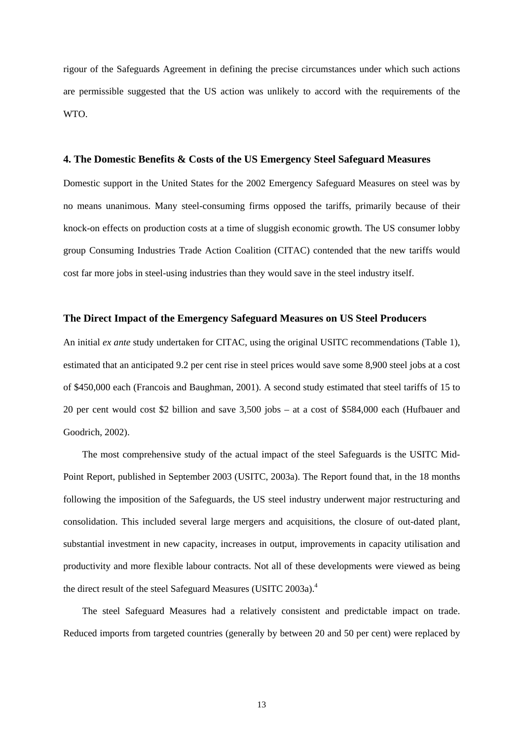rigour of the Safeguards Agreement in defining the precise circumstances under which such actions are permissible suggested that the US action was unlikely to accord with the requirements of the WTO.

## 4. The Domestic Benefits & Costs of the US Emergency Steel Safeguard Measures

Domestic support in the United States for the 2002 Emergency Safeguard Measures on steel was by no means unanimous. Many steel-consuming firms opposed the tariffs, primarily because of their knock-on effects on production costs at a time of sluggish economic growth. The US consumer lobby group Consuming Industries Trade Action Coalition (CITAC) contended that the new tariffs would cost far more jobs in steel-using industries than they would save in the steel industry itself.

### The Direct Impact of the Emergency Safeguard Measures on US Steel Producers

An initial *ex ante* study undertaken for CITAC, using the original USITC recommendations (Table 1), estimated that an anticipated 9.2 per cent rise in steel prices would save some 8,900 steel jobs at a cost of $450,000 each (Francois and Baughman, 2001). A second study estimated that steel tariffs of 15 to 20 per cent would cost $2 billion and save 3,500 jobs – at a cost of $584,000 each (Hufbauer and Goodrich, 2002).

The most comprehensive study of the actual impact of the steel Safeguards is the USITC Mid-Point Report, published in September 2003 (USITC, 2003a). The Report found that, in the 18 months following the imposition of the Safeguards, the US steel industry underwent major restructuring and consolidation. This included several large mergers and acquisitions, the closure of out-dated plant, substantial investment in new capacity, increases in output, improvements in capacity utilisation and productivity and more flexible labour contracts. Not all of these developments were viewed as being the direct result of the steel Safeguard Measures (USITC 2003a).[4]

The steel Safeguard Measures had a relatively consistent and predictable impact on trade. Reduced imports from targeted countries (generally by between 20 and 50 per cent) were replaced by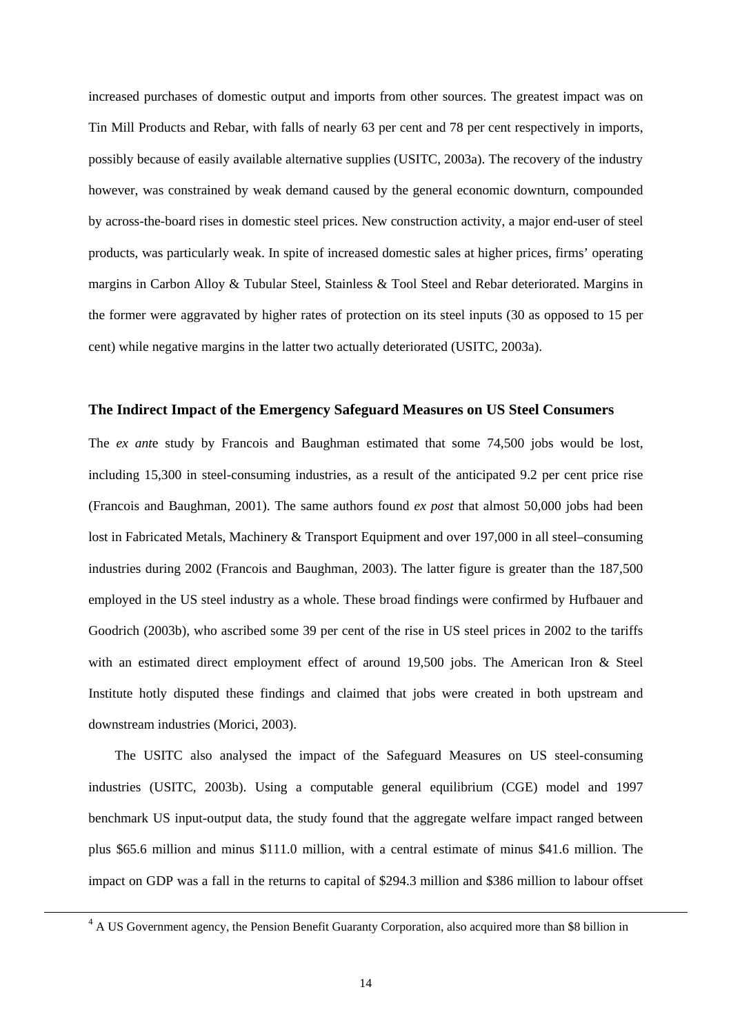increased purchases of domestic output and imports from other sources. The greatest impact was on Tin Mill Products and Rebar, with falls of nearly 63 per cent and 78 per cent respectively in imports, possibly because of easily available alternative supplies (USITC, 2003a). The recovery of the industry however, was constrained by weak demand caused by the general economic downturn, compounded by across-the-board rises in domestic steel prices. New construction activity, a major end-user of steel products, was particularly weak. In spite of increased domestic sales at higher prices, firms' operating margins in Carbon Alloy & Tubular Steel, Stainless & Tool Steel and Rebar deteriorated. Margins in the former were aggravated by higher rates of protection on its steel inputs (30 as opposed to 15 per cent) while negative margins in the latter two actually deteriorated (USITC, 2003a).

### The Indirect Impact of the Emergency Safeguard Measures on US Steel Consumers

The *ex ante* study by Francois and Baughman estimated that some 74,500 jobs would be lost, including 15,300 in steel-consuming industries, as a result of the anticipated 9.2 per cent price rise (Francois and Baughman, 2001). The same authors found *ex post* that almost 50,000 jobs had been lost in Fabricated Metals, Machinery & Transport Equipment and over 197,000 in all steel–consuming industries during 2002 (Francois and Baughman, 2003). The latter figure is greater than the 187,500 employed in the US steel industry as a whole. These broad findings were confirmed by Hufbauer and Goodrich (2003b), who ascribed some 39 per cent of the rise in US steel prices in 2002 to the tariffs with an estimated direct employment effect of around 19,500 jobs. The American Iron & Steel Institute hotly disputed these findings and claimed that jobs were created in both upstream and downstream industries (Morici, 2003).

The USITC also analysed the impact of the Safeguard Measures on US steel-consuming industries (USITC, 2003b). Using a computable general equilibrium (CGE) model and 1997 benchmark US input-output data, the study found that the aggregate welfare impact ranged between plus \$65.6 million and minus \$111.0 million, with a central estimate of minus \$41.6 million. The impact on GDP was a fall in the returns to capital of \$294.3 million and \$386 million to labour offset

---

[4] A US Government agency, the Pension Benefit Guaranty Corporation, also acquired more than \$8 billion in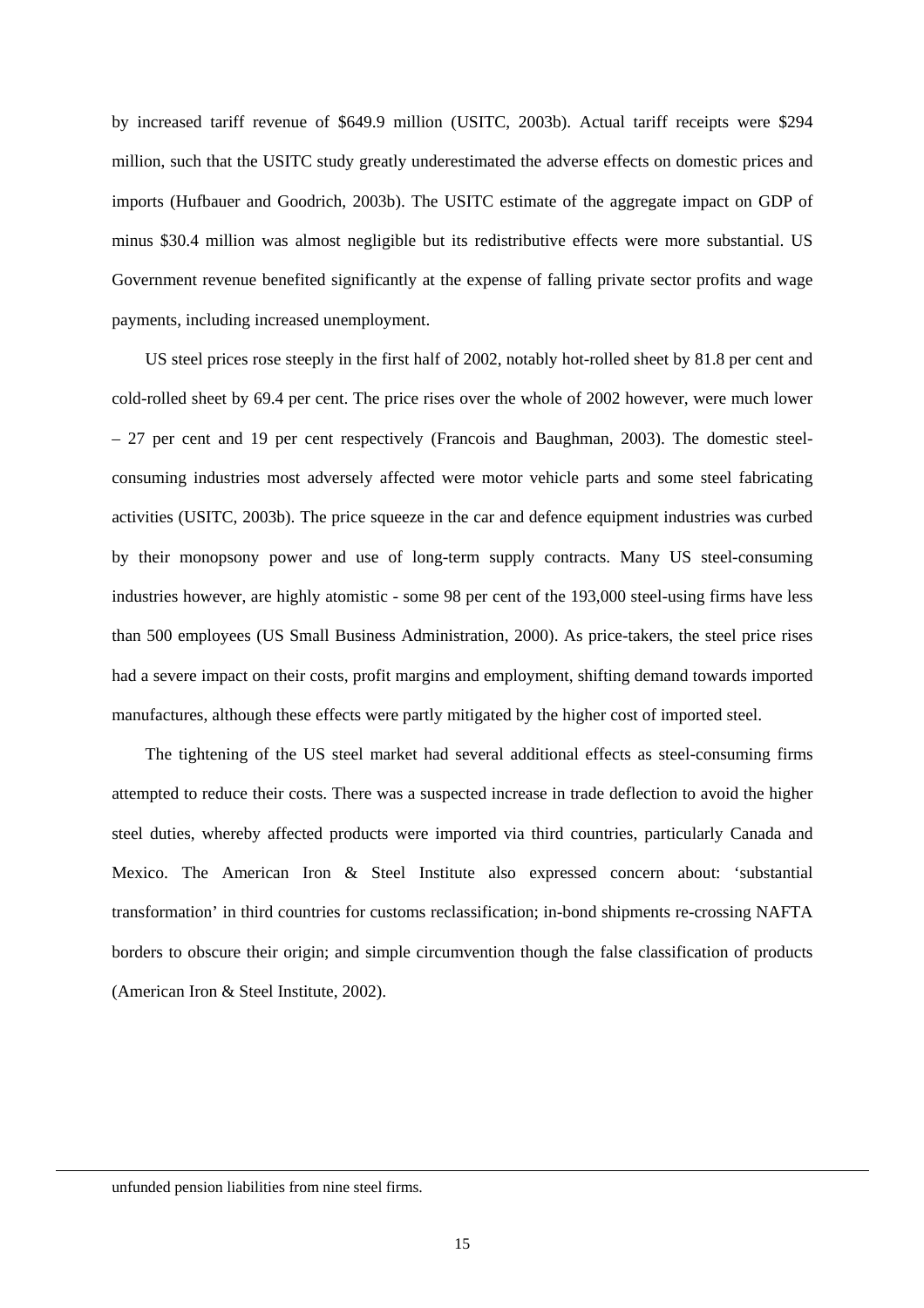by increased tariff revenue of $649.9 million (USITC, 2003b). Actual tariff receipts were $294 million, such that the USITC study greatly underestimated the adverse effects on domestic prices and imports (Hufbauer and Goodrich, 2003b). The USITC estimate of the aggregate impact on GDP of minus $30.4 million was almost negligible but its redistributive effects were more substantial. US Government revenue benefited significantly at the expense of falling private sector profits and wage payments, including increased unemployment.

US steel prices rose steeply in the first half of 2002, notably hot-rolled sheet by 81.8 per cent and cold-rolled sheet by 69.4 per cent. The price rises over the whole of 2002 however, were much lower – 27 per cent and 19 per cent respectively (Francois and Baughman, 2003). The domestic steel-consuming industries most adversely affected were motor vehicle parts and some steel fabricating activities (USITC, 2003b). The price squeeze in the car and defence equipment industries was curbed by their monopsony power and use of long-term supply contracts. Many US steel-consuming industries however, are highly atomistic - some 98 per cent of the 193,000 steel-using firms have less than 500 employees (US Small Business Administration, 2000). As price-takers, the steel price rises had a severe impact on their costs, profit margins and employment, shifting demand towards imported manufactures, although these effects were partly mitigated by the higher cost of imported steel.

The tightening of the US steel market had several additional effects as steel-consuming firms attempted to reduce their costs. There was a suspected increase in trade deflection to avoid the higher steel duties, whereby affected products were imported via third countries, particularly Canada and Mexico. The American Iron & Steel Institute also expressed concern about: 'substantial transformation' in third countries for customs reclassification; in-bond shipments re-crossing NAFTA borders to obscure their origin; and simple circumvention though the false classification of products (American Iron & Steel Institute, 2002).

---

unfunded pension liabilities from nine steel firms.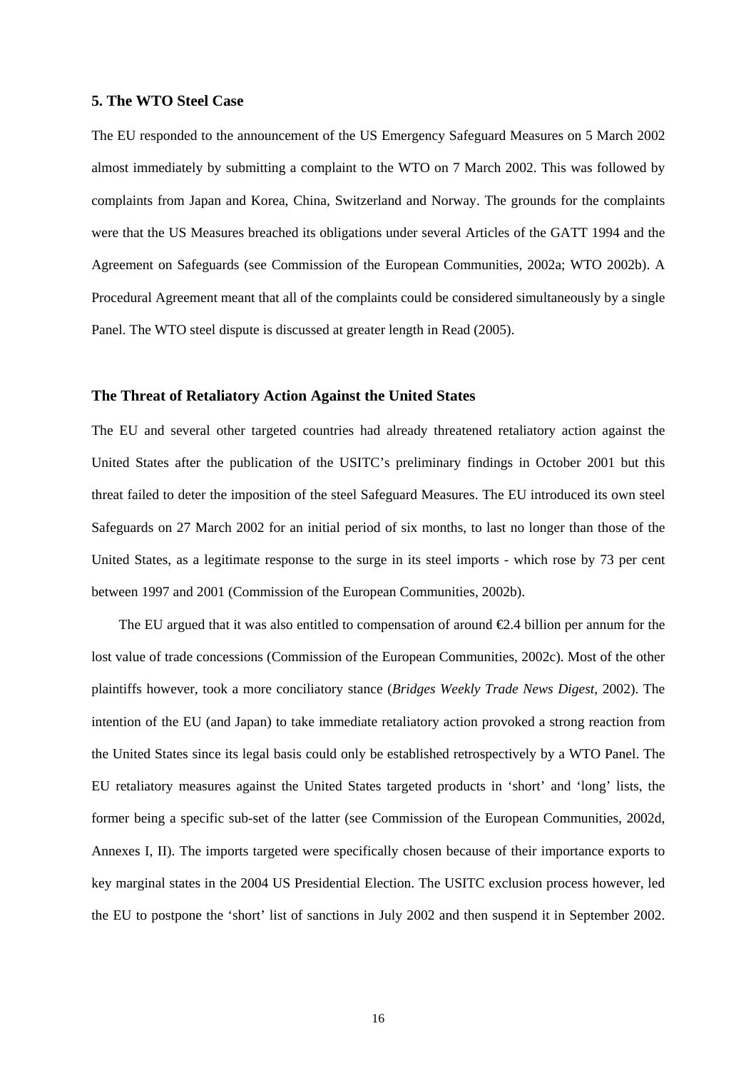## 5. The WTO Steel Case

The EU responded to the announcement of the US Emergency Safeguard Measures on 5 March 2002 almost immediately by submitting a complaint to the WTO on 7 March 2002. This was followed by complaints from Japan and Korea, China, Switzerland and Norway. The grounds for the complaints were that the US Measures breached its obligations under several Articles of the GATT 1994 and the Agreement on Safeguards (see Commission of the European Communities, 2002a; WTO 2002b). A Procedural Agreement meant that all of the complaints could be considered simultaneously by a single Panel. The WTO steel dispute is discussed at greater length in Read (2005).

### The Threat of Retaliatory Action Against the United States

The EU and several other targeted countries had already threatened retaliatory action against the United States after the publication of the USITC's preliminary findings in October 2001 but this threat failed to deter the imposition of the steel Safeguard Measures. The EU introduced its own steel Safeguards on 27 March 2002 for an initial period of six months, to last no longer than those of the United States, as a legitimate response to the surge in its steel imports - which rose by 73 per cent between 1997 and 2001 (Commission of the European Communities, 2002b).

The EU argued that it was also entitled to compensation of around €2.4 billion per annum for the lost value of trade concessions (Commission of the European Communities, 2002c). Most of the other plaintiffs however, took a more conciliatory stance (*Bridges Weekly Trade News Digest*, 2002). The intention of the EU (and Japan) to take immediate retaliatory action provoked a strong reaction from the United States since its legal basis could only be established retrospectively by a WTO Panel. The EU retaliatory measures against the United States targeted products in 'short' and 'long' lists, the former being a specific sub-set of the latter (see Commission of the European Communities, 2002d, Annexes I, II). The imports targeted were specifically chosen because of their importance exports to key marginal states in the 2004 US Presidential Election. The USITC exclusion process however, led the EU to postpone the 'short' list of sanctions in July 2002 and then suspend it in September 2002.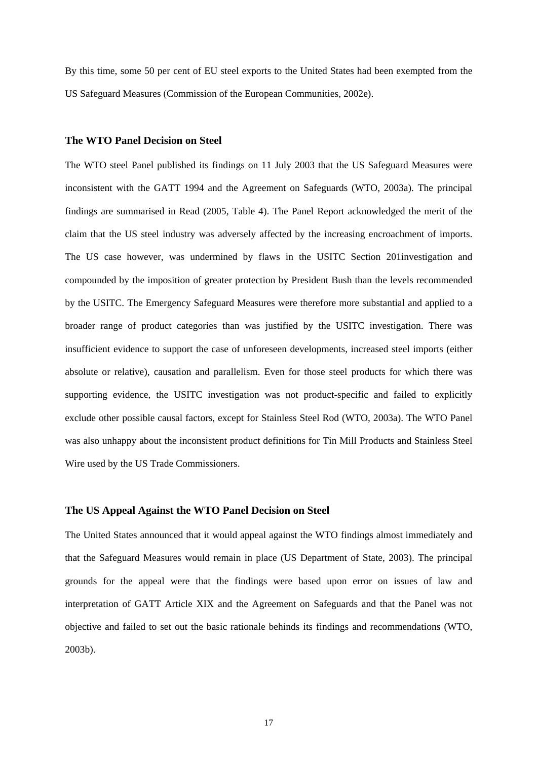By this time, some 50 per cent of EU steel exports to the United States had been exempted from the US Safeguard Measures (Commission of the European Communities, 2002e).

### The WTO Panel Decision on Steel

The WTO steel Panel published its findings on 11 July 2003 that the US Safeguard Measures were inconsistent with the GATT 1994 and the Agreement on Safeguards (WTO, 2003a). The principal findings are summarised in Read (2005, Table 4). The Panel Report acknowledged the merit of the claim that the US steel industry was adversely affected by the increasing encroachment of imports. The US case however, was undermined by flaws in the USITC Section 201investigation and compounded by the imposition of greater protection by President Bush than the levels recommended by the USITC. The Emergency Safeguard Measures were therefore more substantial and applied to a broader range of product categories than was justified by the USITC investigation. There was insufficient evidence to support the case of unforeseen developments, increased steel imports (either absolute or relative), causation and parallelism. Even for those steel products for which there was supporting evidence, the USITC investigation was not product-specific and failed to explicitly exclude other possible causal factors, except for Stainless Steel Rod (WTO, 2003a). The WTO Panel was also unhappy about the inconsistent product definitions for Tin Mill Products and Stainless Steel Wire used by the US Trade Commissioners.

### The US Appeal Against the WTO Panel Decision on Steel

The United States announced that it would appeal against the WTO findings almost immediately and that the Safeguard Measures would remain in place (US Department of State, 2003). The principal grounds for the appeal were that the findings were based upon error on issues of law and interpretation of GATT Article XIX and the Agreement on Safeguards and that the Panel was not objective and failed to set out the basic rationale behinds its findings and recommendations (WTO, 2003b).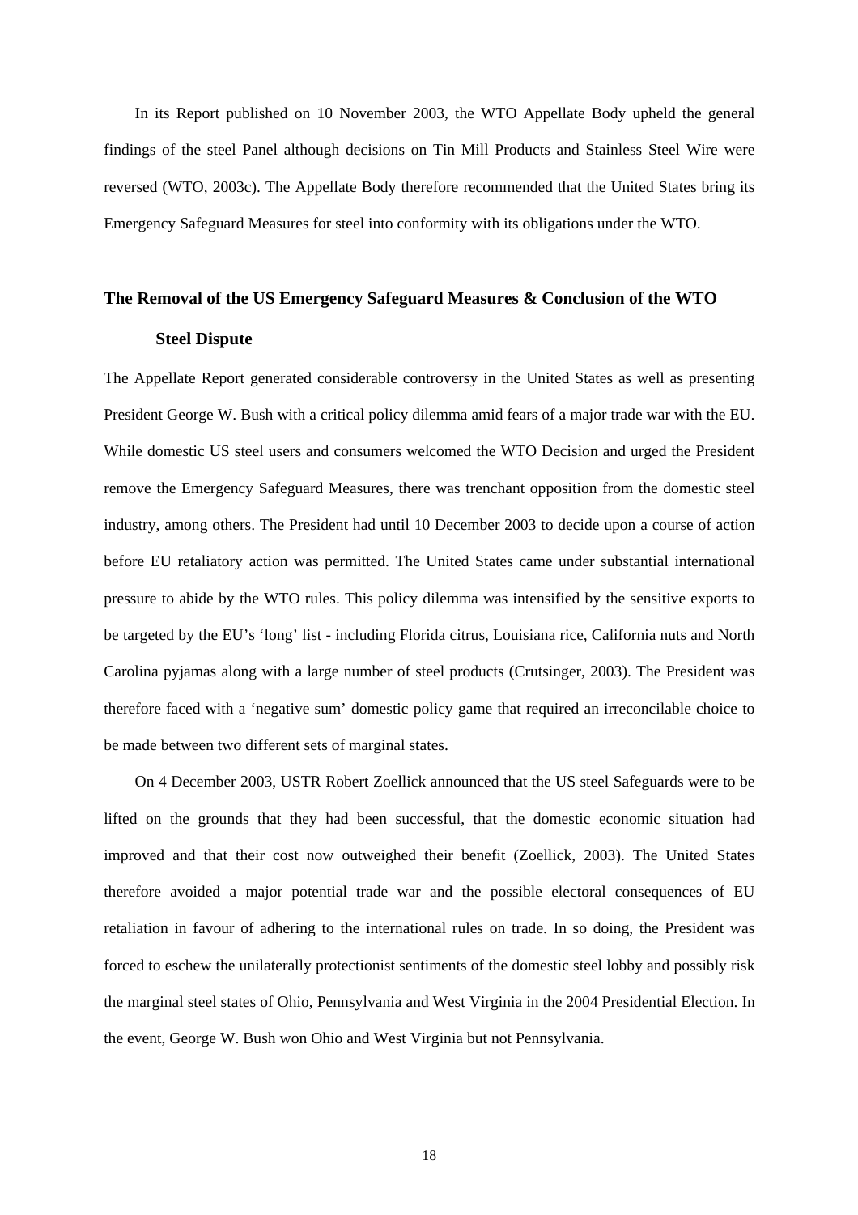In its Report published on 10 November 2003, the WTO Appellate Body upheld the general findings of the steel Panel although decisions on Tin Mill Products and Stainless Steel Wire were reversed (WTO, 2003c). The Appellate Body therefore recommended that the United States bring its Emergency Safeguard Measures for steel into conformity with its obligations under the WTO.

## The Removal of the US Emergency Safeguard Measures & Conclusion of the WTO Steel Dispute

The Appellate Report generated considerable controversy in the United States as well as presenting President George W. Bush with a critical policy dilemma amid fears of a major trade war with the EU. While domestic US steel users and consumers welcomed the WTO Decision and urged the President remove the Emergency Safeguard Measures, there was trenchant opposition from the domestic steel industry, among others. The President had until 10 December 2003 to decide upon a course of action before EU retaliatory action was permitted. The United States came under substantial international pressure to abide by the WTO rules. This policy dilemma was intensified by the sensitive exports to be targeted by the EU's 'long' list - including Florida citrus, Louisiana rice, California nuts and North Carolina pyjamas along with a large number of steel products (Crutsinger, 2003). The President was therefore faced with a 'negative sum' domestic policy game that required an irreconcilable choice to be made between two different sets of marginal states.

On 4 December 2003, USTR Robert Zoellick announced that the US steel Safeguards were to be lifted on the grounds that they had been successful, that the domestic economic situation had improved and that their cost now outweighed their benefit (Zoellick, 2003). The United States therefore avoided a major potential trade war and the possible electoral consequences of EU retaliation in favour of adhering to the international rules on trade. In so doing, the President was forced to eschew the unilaterally protectionist sentiments of the domestic steel lobby and possibly risk the marginal steel states of Ohio, Pennsylvania and West Virginia in the 2004 Presidential Election. In the event, George W. Bush won Ohio and West Virginia but not Pennsylvania.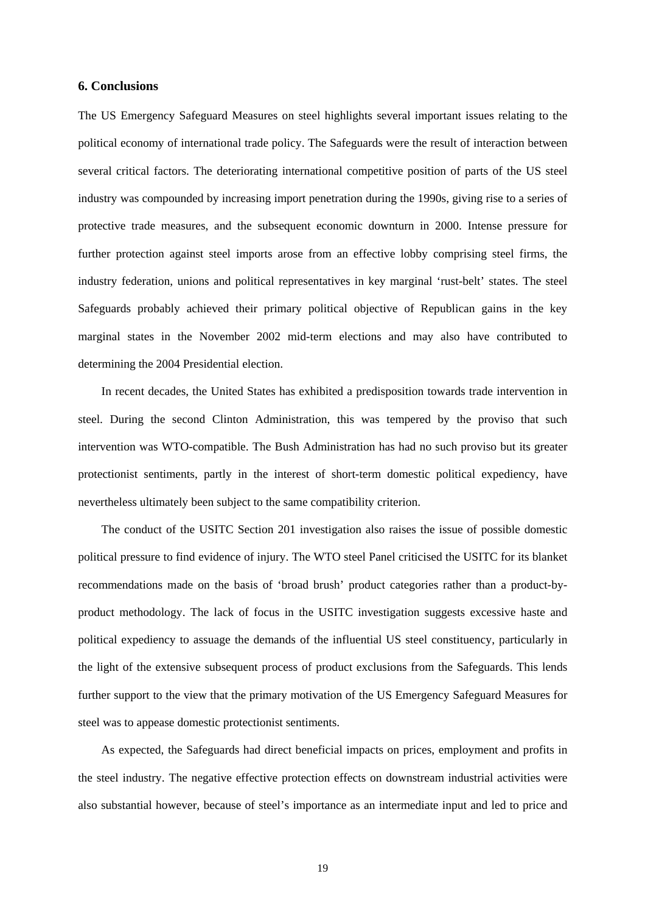## 6. Conclusions

The US Emergency Safeguard Measures on steel highlights several important issues relating to the political economy of international trade policy. The Safeguards were the result of interaction between several critical factors. The deteriorating international competitive position of parts of the US steel industry was compounded by increasing import penetration during the 1990s, giving rise to a series of protective trade measures, and the subsequent economic downturn in 2000. Intense pressure for further protection against steel imports arose from an effective lobby comprising steel firms, the industry federation, unions and political representatives in key marginal 'rust-belt' states. The steel Safeguards probably achieved their primary political objective of Republican gains in the key marginal states in the November 2002 mid-term elections and may also have contributed to determining the 2004 Presidential election.

In recent decades, the United States has exhibited a predisposition towards trade intervention in steel. During the second Clinton Administration, this was tempered by the proviso that such intervention was WTO-compatible. The Bush Administration has had no such proviso but its greater protectionist sentiments, partly in the interest of short-term domestic political expediency, have nevertheless ultimately been subject to the same compatibility criterion.

The conduct of the USITC Section 201 investigation also raises the issue of possible domestic political pressure to find evidence of injury. The WTO steel Panel criticised the USITC for its blanket recommendations made on the basis of 'broad brush' product categories rather than a product-by-product methodology. The lack of focus in the USITC investigation suggests excessive haste and political expediency to assuage the demands of the influential US steel constituency, particularly in the light of the extensive subsequent process of product exclusions from the Safeguards. This lends further support to the view that the primary motivation of the US Emergency Safeguard Measures for steel was to appease domestic protectionist sentiments.

As expected, the Safeguards had direct beneficial impacts on prices, employment and profits in the steel industry. The negative effective protection effects on downstream industrial activities were also substantial however, because of steel's importance as an intermediate input and led to price and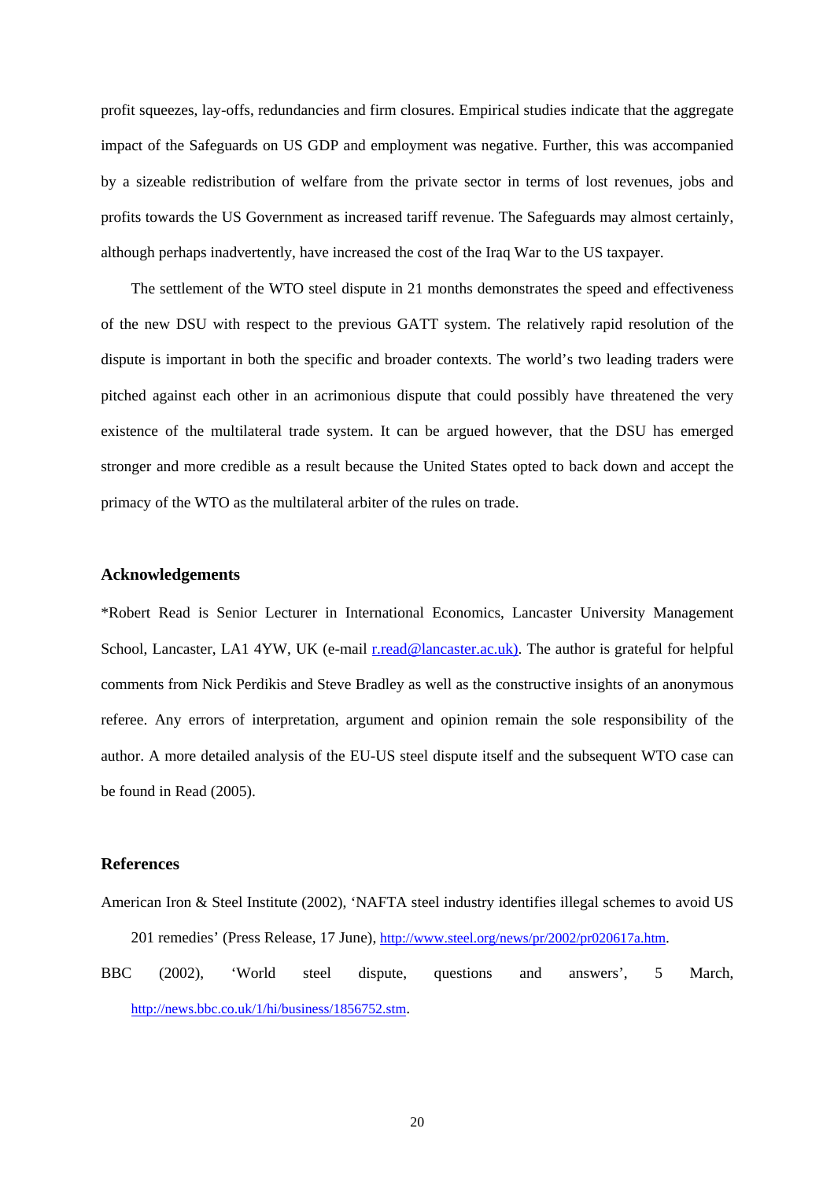profit squeezes, lay-offs, redundancies and firm closures. Empirical studies indicate that the aggregate impact of the Safeguards on US GDP and employment was negative. Further, this was accompanied by a sizeable redistribution of welfare from the private sector in terms of lost revenues, jobs and profits towards the US Government as increased tariff revenue. The Safeguards may almost certainly, although perhaps inadvertently, have increased the cost of the Iraq War to the US taxpayer.

The settlement of the WTO steel dispute in 21 months demonstrates the speed and effectiveness of the new DSU with respect to the previous GATT system. The relatively rapid resolution of the dispute is important in both the specific and broader contexts. The world's two leading traders were pitched against each other in an acrimonious dispute that could possibly have threatened the very existence of the multilateral trade system. It can be argued however, that the DSU has emerged stronger and more credible as a result because the United States opted to back down and accept the primacy of the WTO as the multilateral arbiter of the rules on trade.

## Acknowledgements

*Robert Read is Senior Lecturer in International Economics, Lancaster University Management School, Lancaster, LA1 4YW, UK (e-mail r.read@lancaster.ac.uk). The author is grateful for helpful comments from Nick Perdikis and Steve Bradley as well as the constructive insights of an anonymous referee. Any errors of interpretation, argument and opinion remain the sole responsibility of the author. A more detailed analysis of the EU-US steel dispute itself and the subsequent WTO case can be found in Read (2005).

## References

American Iron & Steel Institute (2002), 'NAFTA steel industry identifies illegal schemes to avoid US 201 remedies' (Press Release, 17 June), http://www.steel.org/news/pr/2002/pr020617a.htm.

BBC (2002), 'World steel dispute, questions and answers', 5 March, http://news.bbc.co.uk/1/hi/business/1856752.stm.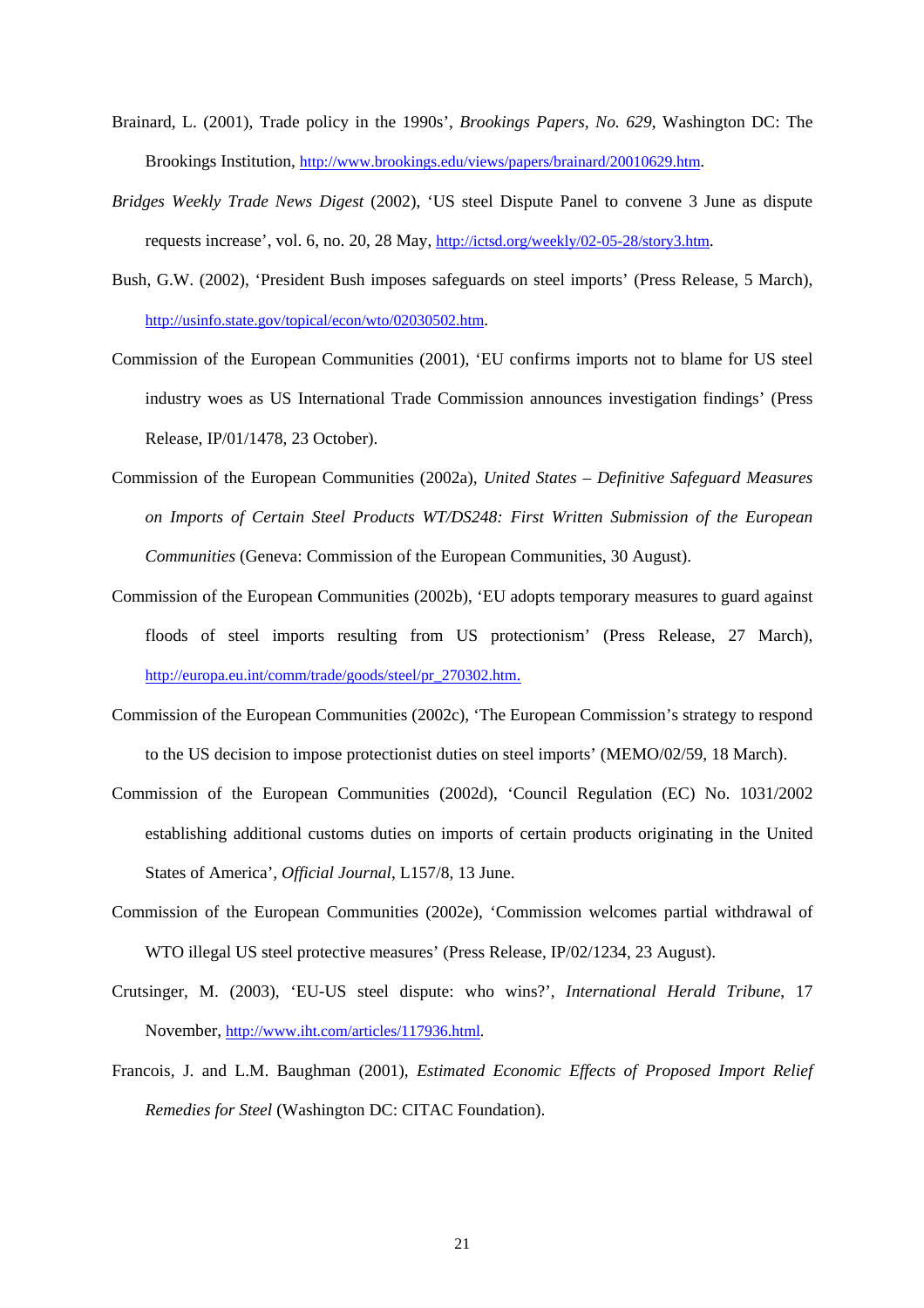Brainard, L. (2001), Trade policy in the 1990s', *Brookings Papers, No. 629*, Washington DC: The Brookings Institution, http://www.brookings.edu/views/papers/brainard/20010629.htm.

*Bridges Weekly Trade News Digest* (2002), 'US steel Dispute Panel to convene 3 June as dispute requests increase', vol. 6, no. 20, 28 May, http://ictsd.org/weekly/02-05-28/story3.htm.

Bush, G.W. (2002), 'President Bush imposes safeguards on steel imports' (Press Release, 5 March), http://usinfo.state.gov/topical/econ/wto/02030502.htm.

Commission of the European Communities (2001), 'EU confirms imports not to blame for US steel industry woes as US International Trade Commission announces investigation findings' (Press Release, IP/01/1478, 23 October).

Commission of the European Communities (2002a), *United States – Definitive Safeguard Measures on Imports of Certain Steel Products WT/DS248: First Written Submission of the European Communities* (Geneva: Commission of the European Communities, 30 August).

Commission of the European Communities (2002b), 'EU adopts temporary measures to guard against floods of steel imports resulting from US protectionism' (Press Release, 27 March), http://europa.eu.int/comm/trade/goods/steel/pr_270302.htm.

Commission of the European Communities (2002c), 'The European Commission's strategy to respond to the US decision to impose protectionist duties on steel imports' (MEMO/02/59, 18 March).

Commission of the European Communities (2002d), 'Council Regulation (EC) No. 1031/2002 establishing additional customs duties on imports of certain products originating in the United States of America', *Official Journal*, L157/8, 13 June.

Commission of the European Communities (2002e), 'Commission welcomes partial withdrawal of WTO illegal US steel protective measures' (Press Release, IP/02/1234, 23 August).

Crutsinger, M. (2003), 'EU-US steel dispute: who wins?', *International Herald Tribune*, 17 November, http://www.iht.com/articles/117936.html.

Francois, J. and L.M. Baughman (2001), *Estimated Economic Effects of Proposed Import Relief Remedies for Steel* (Washington DC: CITAC Foundation).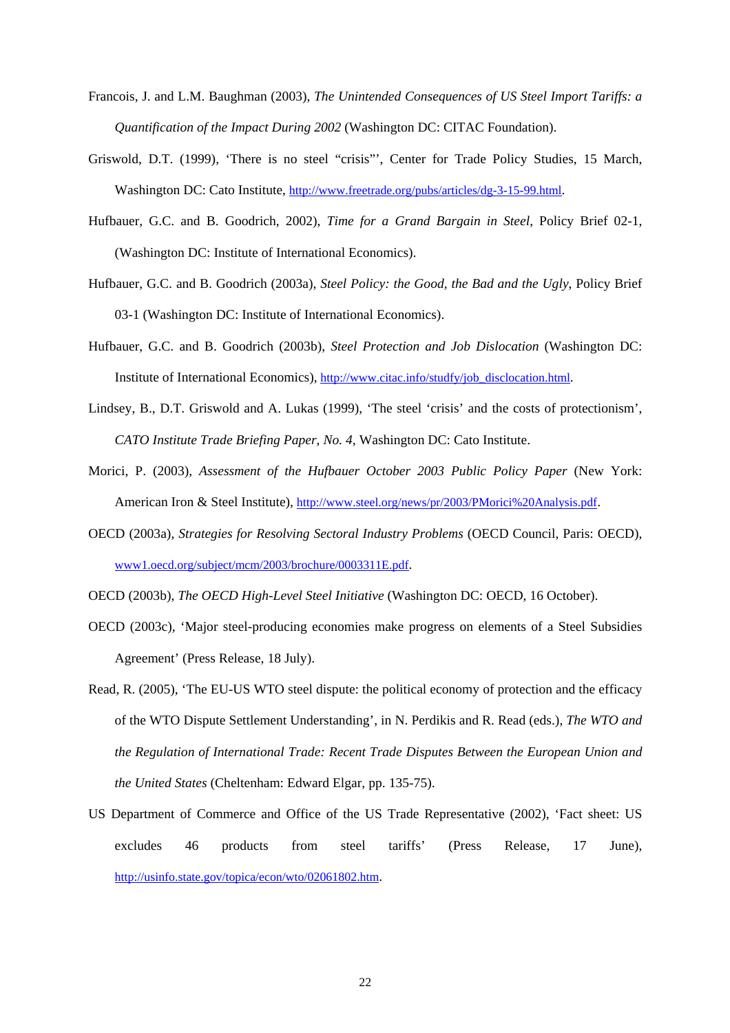Francois, J. and L.M. Baughman (2003), *The Unintended Consequences of US Steel Import Tariffs: a Quantification of the Impact During 2002* (Washington DC: CITAC Foundation).

Griswold, D.T. (1999), 'There is no steel "crisis"', Center for Trade Policy Studies, 15 March, Washington DC: Cato Institute, http://www.freetrade.org/pubs/articles/dg-3-15-99.html.

Hufbauer, G.C. and B. Goodrich, 2002), *Time for a Grand Bargain in Steel*, Policy Brief 02-1, (Washington DC: Institute of International Economics).

Hufbauer, G.C. and B. Goodrich (2003a), *Steel Policy: the Good, the Bad and the Ugly*, Policy Brief 03-1 (Washington DC: Institute of International Economics).

Hufbauer, G.C. and B. Goodrich (2003b), *Steel Protection and Job Dislocation* (Washington DC: Institute of International Economics), http://www.citac.info/studfy/job_disclocation.html.

Lindsey, B., D.T. Griswold and A. Lukas (1999), 'The steel 'crisis' and the costs of protectionism', *CATO Institute Trade Briefing Paper, No. 4*, Washington DC: Cato Institute.

Morici, P. (2003), *Assessment of the Hufbauer October 2003 Public Policy Paper* (New York: American Iron & Steel Institute), http://www.steel.org/news/pr/2003/PMorici%20Analysis.pdf.

OECD (2003a), *Strategies for Resolving Sectoral Industry Problems* (OECD Council, Paris: OECD), www1.oecd.org/subject/mcm/2003/brochure/0003311E.pdf.

OECD (2003b), *The OECD High-Level Steel Initiative* (Washington DC: OECD, 16 October).

OECD (2003c), 'Major steel-producing economies make progress on elements of a Steel Subsidies Agreement' (Press Release, 18 July).

Read, R. (2005), 'The EU-US WTO steel dispute: the political economy of protection and the efficacy of the WTO Dispute Settlement Understanding', in N. Perdikis and R. Read (eds.), *The WTO and the Regulation of International Trade: Recent Trade Disputes Between the European Union and the United States* (Cheltenham: Edward Elgar, pp. 135-75).

US Department of Commerce and Office of the US Trade Representative (2002), 'Fact sheet: US excludes 46 products from steel tariffs' (Press Release, 17 June), http://usinfo.state.gov/topica/econ/wto/02061802.htm.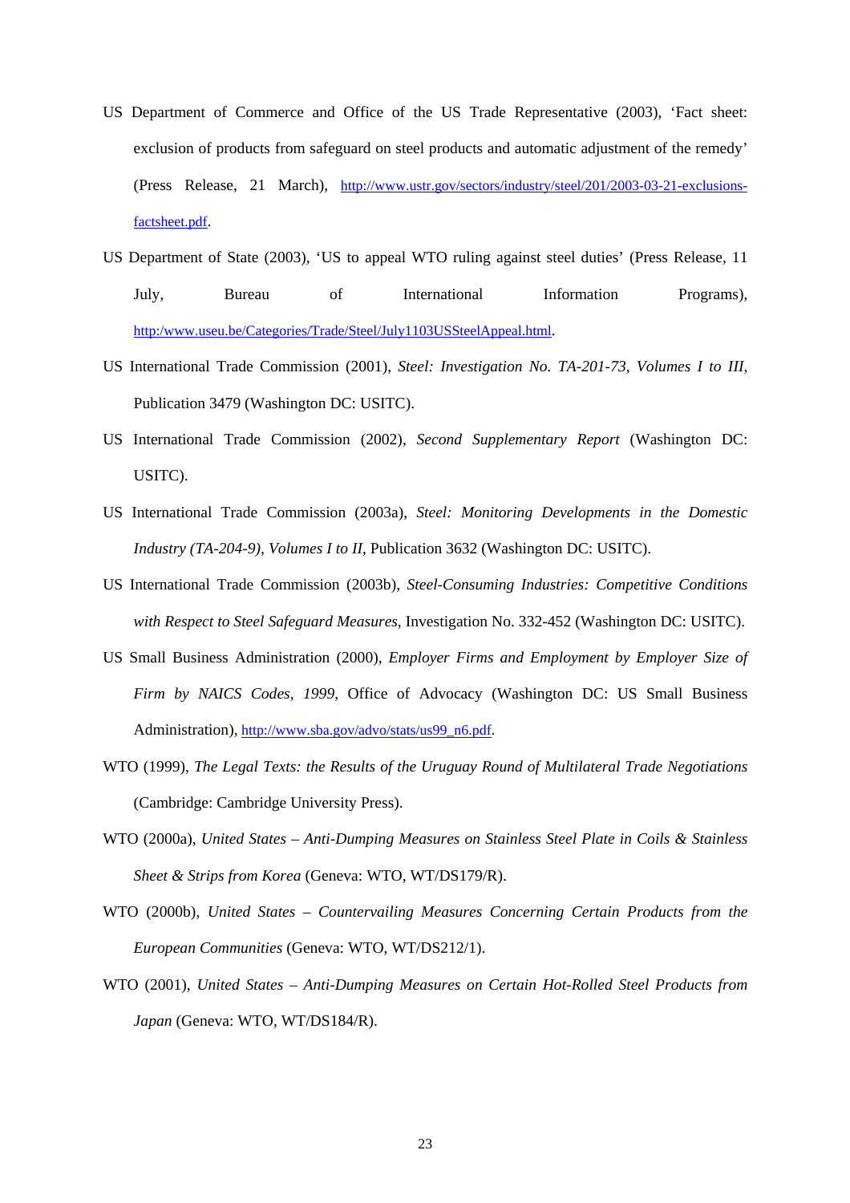US Department of Commerce and Office of the US Trade Representative (2003), 'Fact sheet: exclusion of products from safeguard on steel products and automatic adjustment of the remedy' (Press Release, 21 March), http://www.ustr.gov/sectors/industry/steel/201/2003-03-21-exclusions-factsheet.pdf.

US Department of State (2003), 'US to appeal WTO ruling against steel duties' (Press Release, 11 July, Bureau of International Information Programs), http:/www.useu.be/Categories/Trade/Steel/July1103USSteelAppeal.html.

US International Trade Commission (2001), *Steel: Investigation No. TA-201-73, Volumes I to III*, Publication 3479 (Washington DC: USITC).

US International Trade Commission (2002), *Second Supplementary Report* (Washington DC: USITC).

US International Trade Commission (2003a), *Steel: Monitoring Developments in the Domestic Industry (TA-204-9), Volumes I to II*, Publication 3632 (Washington DC: USITC).

US International Trade Commission (2003b), *Steel-Consuming Industries: Competitive Conditions with Respect to Steel Safeguard Measures*, Investigation No. 332-452 (Washington DC: USITC).

US Small Business Administration (2000), *Employer Firms and Employment by Employer Size of Firm by NAICS Codes, 1999*, Office of Advocacy (Washington DC: US Small Business Administration), http://www.sba.gov/advo/stats/us99_n6.pdf.

WTO (1999), *The Legal Texts: the Results of the Uruguay Round of Multilateral Trade Negotiations* (Cambridge: Cambridge University Press).

WTO (2000a), *United States – Anti-Dumping Measures on Stainless Steel Plate in Coils & Stainless Sheet & Strips from Korea* (Geneva: WTO, WT/DS179/R).

WTO (2000b), *United States – Countervailing Measures Concerning Certain Products from the European Communities* (Geneva: WTO, WT/DS212/1).

WTO (2001), *United States – Anti-Dumping Measures on Certain Hot-Rolled Steel Products from Japan* (Geneva: WTO, WT/DS184/R).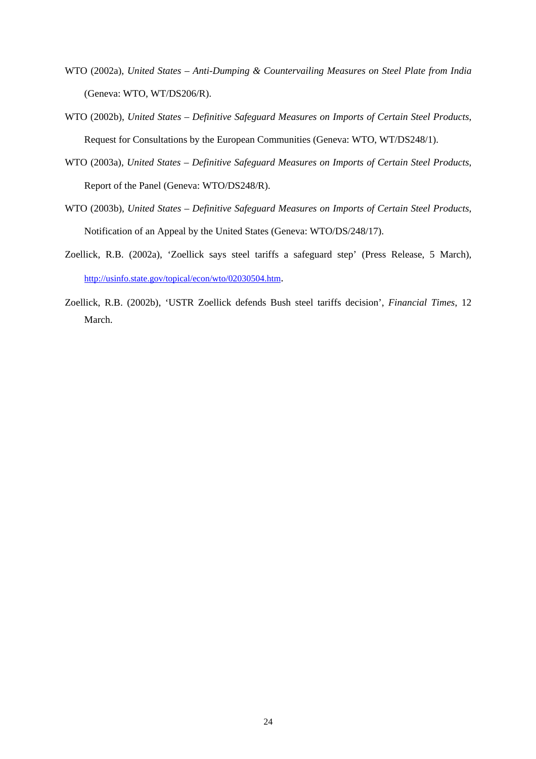WTO (2002a), *United States – Anti-Dumping & Countervailing Measures on Steel Plate from India* (Geneva: WTO, WT/DS206/R).

WTO (2002b), *United States – Definitive Safeguard Measures on Imports of Certain Steel Products*, Request for Consultations by the European Communities (Geneva: WTO, WT/DS248/1).

WTO (2003a), *United States – Definitive Safeguard Measures on Imports of Certain Steel Products*, Report of the Panel (Geneva: WTO/DS248/R).

WTO (2003b), *United States – Definitive Safeguard Measures on Imports of Certain Steel Products*, Notification of an Appeal by the United States (Geneva: WTO/DS/248/17).

Zoellick, R.B. (2002a), 'Zoellick says steel tariffs a safeguard step' (Press Release, 5 March), http://usinfo.state.gov/topical/econ/wto/02030504.htm.

Zoellick, R.B. (2002b), 'USTR Zoellick defends Bush steel tariffs decision', *Financial Times*, 12 March.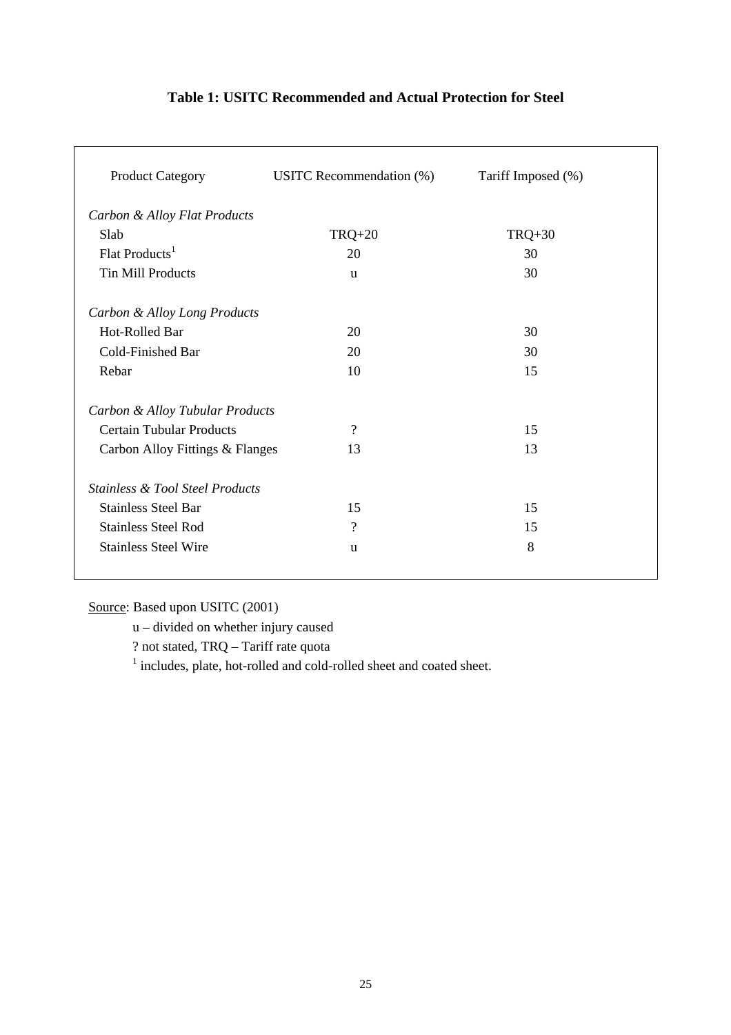**Table 1: USITC Recommended and Actual Protection for Steel**

| Product Category | USITC Recommendation (%) | Tariff Imposed (%) |
|---|---|---|
| *Carbon & Alloy Flat Products* | | |
| Slab | TRQ+20 | TRQ+30 |
| Flat Products[1] | 20 | 30 |
| Tin Mill Products | u | 30 |
| *Carbon & Alloy Long Products* | | |
| Hot-Rolled Bar | 20 | 30 |
| Cold-Finished Bar | 20 | 30 |
| Rebar | 10 | 15 |
| *Carbon & Alloy Tubular Products* | | |
| Certain Tubular Products | ? | 15 |
| Carbon Alloy Fittings & Flanges | 13 | 13 |
| *Stainless & Tool Steel Products* | | |
| Stainless Steel Bar | 15 | 15 |
| Stainless Steel Rod | ? | 15 |
| Stainless Steel Wire | u | 8 |

Source: Based upon USITC (2001)

u – divided on whether injury caused

? not stated, TRQ – Tariff rate quota

[1] includes, plate, hot-rolled and cold-rolled sheet and coated sheet.